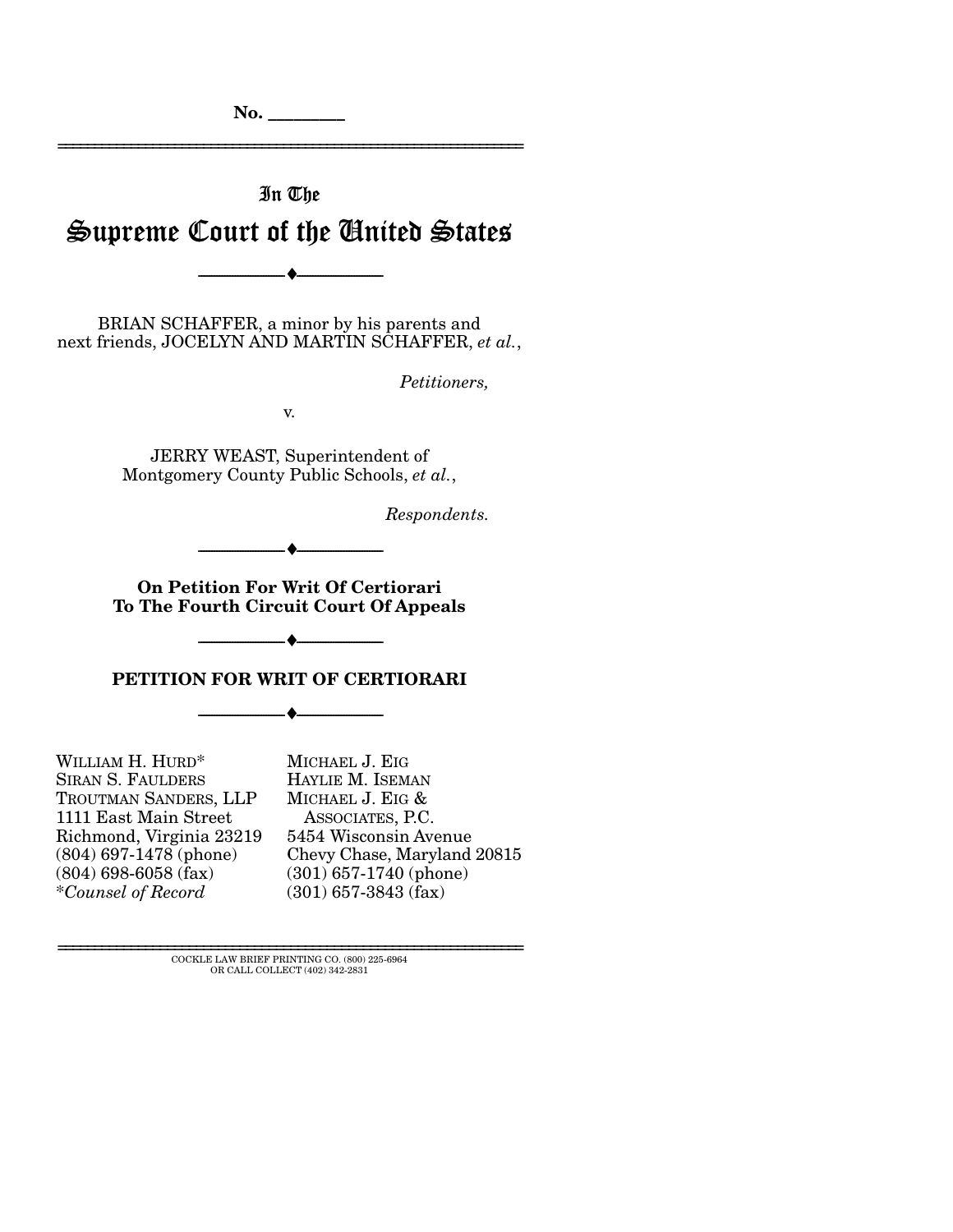No. ________

In The

# Supreme Court of the United States

---

BRIAN SCHAFFER, a minor by his parents and next friends, JOCELYN AND MARTIN SCHAFFER, *et al.*,

*Petitioners,*

v.

JERRY WEAST, Superintendent of Montgomery County Public Schools, *et al.*,

*Respondents.*

---

**On Petition For Writ Of Certiorari To The Fourth Circuit Court Of Appeals**

---

## PETITION FOR WRIT OF CERTIORARI

---

WILLIAM H. HURD*
SIRAN S. FAULDERS
TROUTMAN SANDERS, LLP
1111 East Main Street
Richmond, Virginia 23219
(804) 697-1478 (phone)
(804) 698-6058 (fax)
**Counsel of Record*

MICHAEL J. EIG
HAYLIE M. ISEMAN
MICHAEL J. EIG & ASSOCIATES, P.C.
5454 Wisconsin Avenue
Chevy Chase, Maryland 20815
(301) 657-1740 (phone)
(301) 657-3843 (fax)

COCKLE LAW BRIEF PRINTING CO. (800) 225-6964
OR CALL COLLECT (402) 342-2831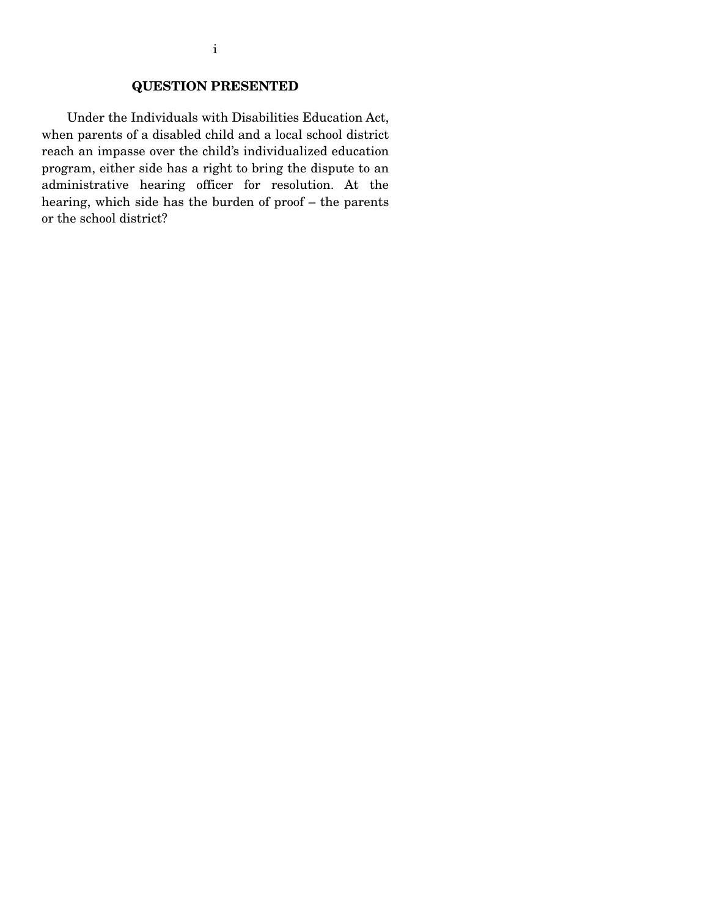## QUESTION PRESENTED

Under the Individuals with Disabilities Education Act, when parents of a disabled child and a local school district reach an impasse over the child's individualized education program, either side has a right to bring the dispute to an administrative hearing officer for resolution. At the hearing, which side has the burden of proof – the parents or the school district?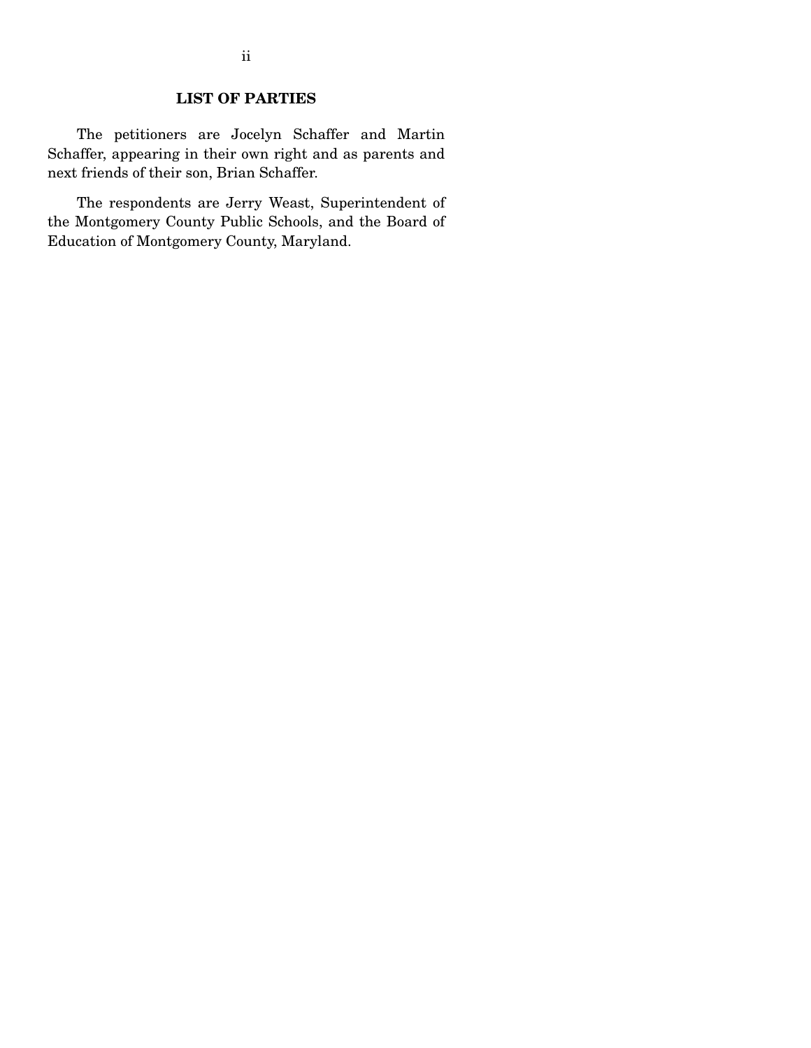## LIST OF PARTIES

The petitioners are Jocelyn Schaffer and Martin Schaffer, appearing in their own right and as parents and next friends of their son, Brian Schaffer.

The respondents are Jerry Weast, Superintendent of the Montgomery County Public Schools, and the Board of Education of Montgomery County, Maryland.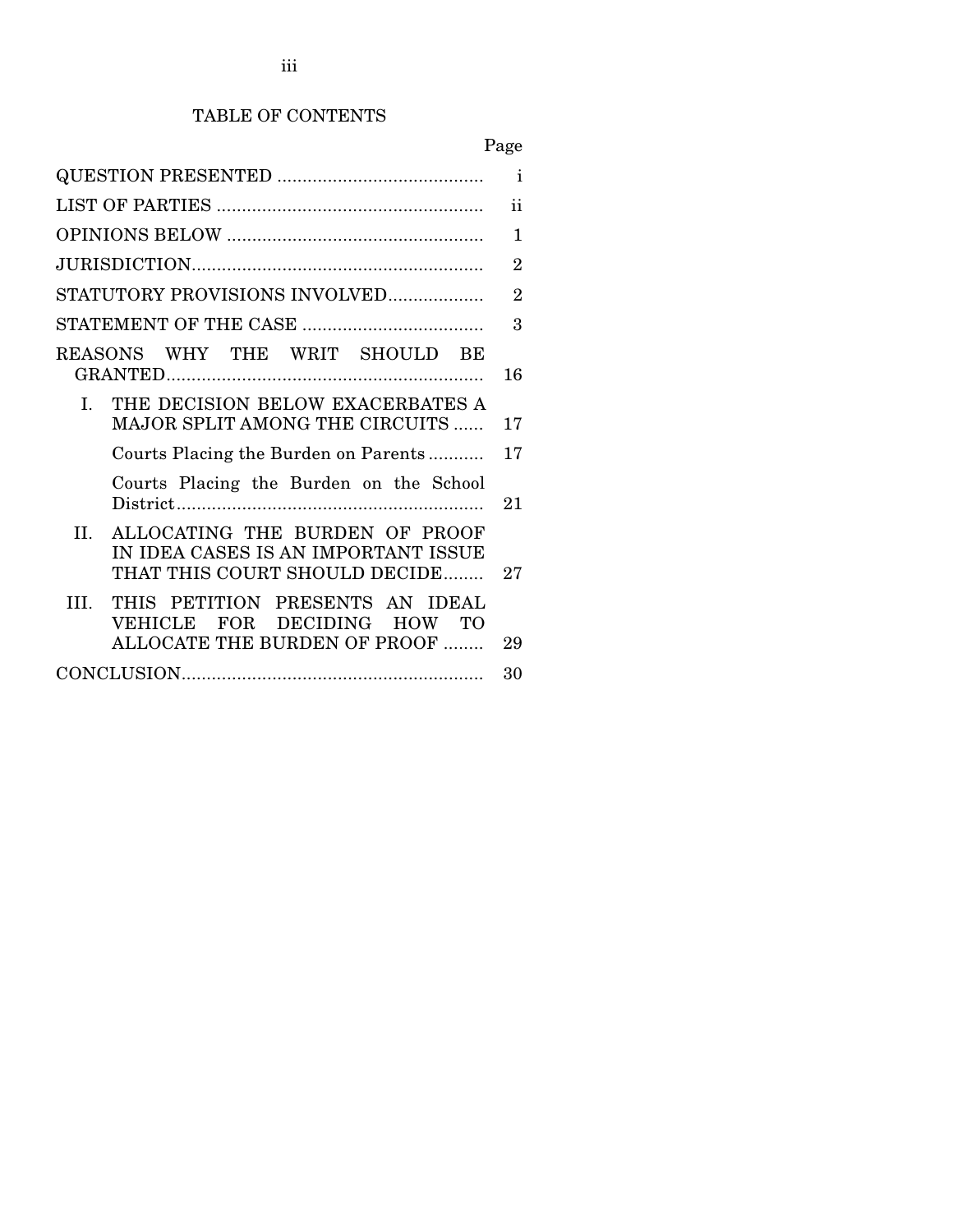## TABLE OF CONTENTS

| | Page |
|---|---|
| QUESTION PRESENTED | i |
| LIST OF PARTIES | ii |
| OPINIONS BELOW | 1 |
| JURISDICTION | 2 |
| STATUTORY PROVISIONS INVOLVED | 2 |
| STATEMENT OF THE CASE | 3 |
| REASONS WHY THE WRIT SHOULD BE GRANTED | 16 |
| I. THE DECISION BELOW EXACERBATES A MAJOR SPLIT AMONG THE CIRCUITS | 17 |
| Courts Placing the Burden on Parents | 17 |
| Courts Placing the Burden on the School District | 21 |
| II. ALLOCATING THE BURDEN OF PROOF IN IDEA CASES IS AN IMPORTANT ISSUE THAT THIS COURT SHOULD DECIDE | 27 |
| III. THIS PETITION PRESENTS AN IDEAL VEHICLE FOR DECIDING HOW TO ALLOCATE THE BURDEN OF PROOF | 29 |
| CONCLUSION | 30 |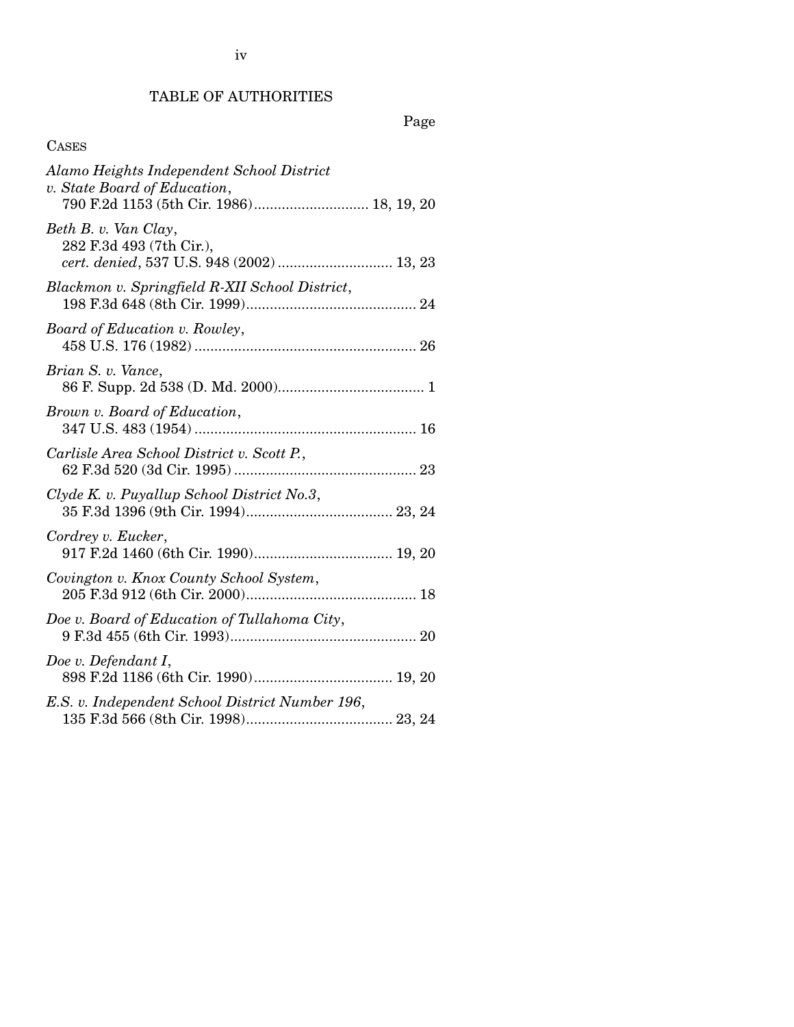# TABLE OF AUTHORITIES

Page

CASES

*Alamo Heights Independent School District v. State Board of Education*, 790 F.2d 1153 (5th Cir. 1986) ............................ 18, 19, 20

*Beth B. v. Van Clay*, 282 F.3d 493 (7th Cir.), *cert. denied*, 537 U.S. 948 (2002) ............................ 13, 23

*Blackmon v. Springfield R-XII School District*, 198 F.3d 648 (8th Cir. 1999) .......................................... 24

*Board of Education v. Rowley*, 458 U.S. 176 (1982) ........................................................ 26

*Brian S. v. Vance*, 86 F. Supp. 2d 538 (D. Md. 2000) ..................................... 1

*Brown v. Board of Education*, 347 U.S. 483 (1954) ........................................................ 16

*Carlisle Area School District v. Scott P.*, 62 F.3d 520 (3d Cir. 1995) .............................................. 23

*Clyde K. v. Puyallup School District No.3*, 35 F.3d 1396 (9th Cir. 1994) ..................................... 23, 24

*Cordrey v. Eucker*, 917 F.2d 1460 (6th Cir. 1990) ................................... 19, 20

*Covington v. Knox County School System*, 205 F.3d 912 (6th Cir. 2000) .......................................... 18

*Doe v. Board of Education of Tullahoma City*, 9 F.3d 455 (6th Cir. 1993) ............................................... 20

*Doe v. Defendant I*, 898 F.2d 1186 (6th Cir. 1990) ................................... 19, 20

*E.S. v. Independent School District Number 196*, 135 F.3d 566 (8th Cir. 1998) ..................................... 23, 24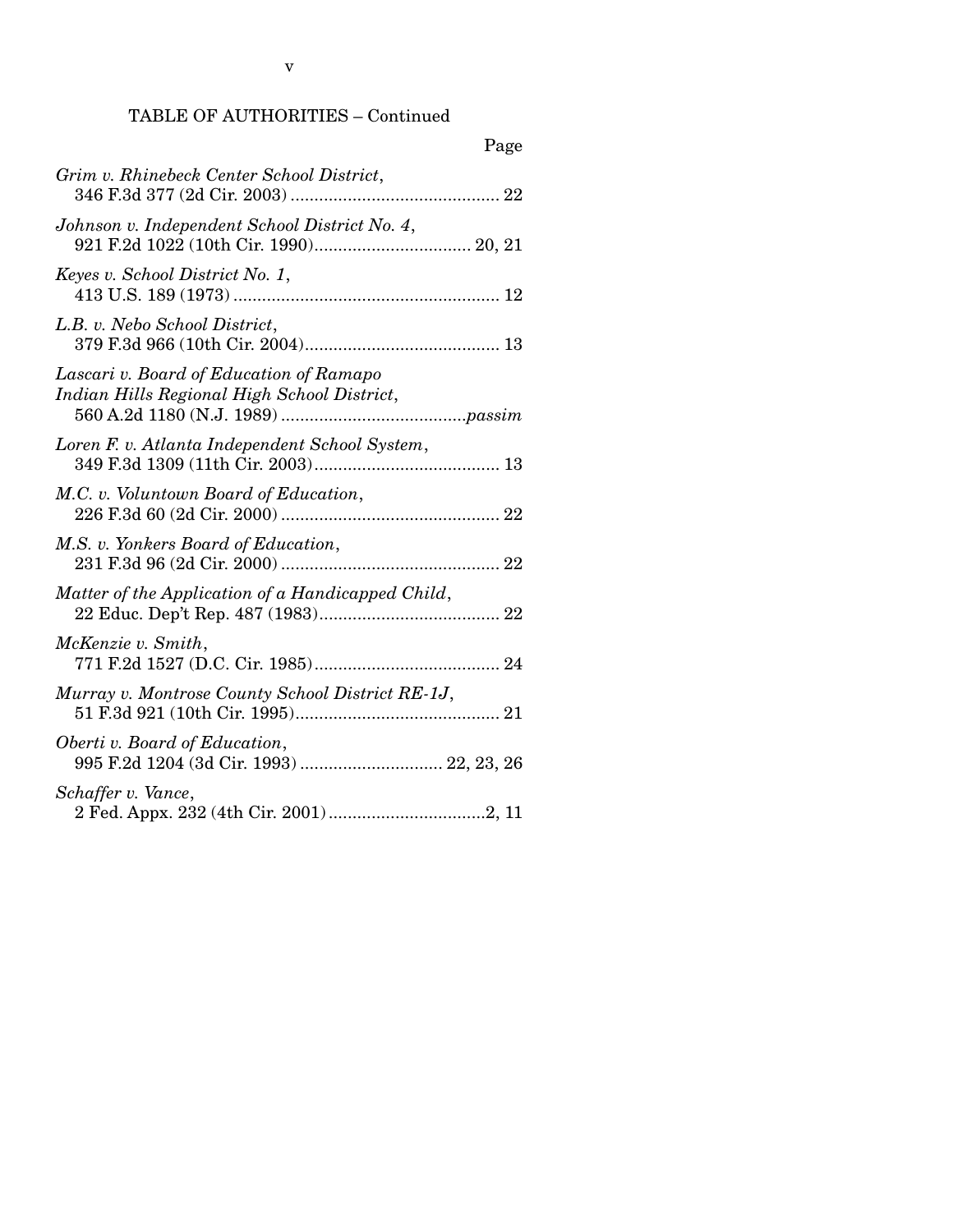TABLE OF AUTHORITIES – Continued

Page

*Grim v. Rhinebeck Center School District*, 346 F.3d 377 (2d Cir. 2003) ............................................ 22

*Johnson v. Independent School District No. 4*, 921 F.2d 1022 (10th Cir. 1990)................................ 20, 21

*Keyes v. School District No. 1*, 413 U.S. 189 (1973) ........................................................ 12

*L.B. v. Nebo School District*, 379 F.3d 966 (10th Cir. 2004)......................................... 13

*Lascari v. Board of Education of Ramapo Indian Hills Regional High School District*, 560 A.2d 1180 (N.J. 1989) .......................................*passim*

*Loren F. v. Atlanta Independent School System*, 349 F.3d 1309 (11th Cir. 2003)....................................... 13

*M.C. v. Voluntown Board of Education*, 226 F.3d 60 (2d Cir. 2000) .............................................. 22

*M.S. v. Yonkers Board of Education*, 231 F.3d 96 (2d Cir. 2000) .............................................. 22

*Matter of the Application of a Handicapped Child*, 22 Educ. Dep't Rep. 487 (1983)...................................... 22

*McKenzie v. Smith*, 771 F.2d 1527 (D.C. Cir. 1985)....................................... 24

*Murray v. Montrose County School District RE-1J*, 51 F.3d 921 (10th Cir. 1995)........................................... 21

*Oberti v. Board of Education*, 995 F.2d 1204 (3d Cir. 1993) .............................. 22, 23, 26

*Schaffer v. Vance*, 2 Fed. Appx. 232 (4th Cir. 2001)................................2, 11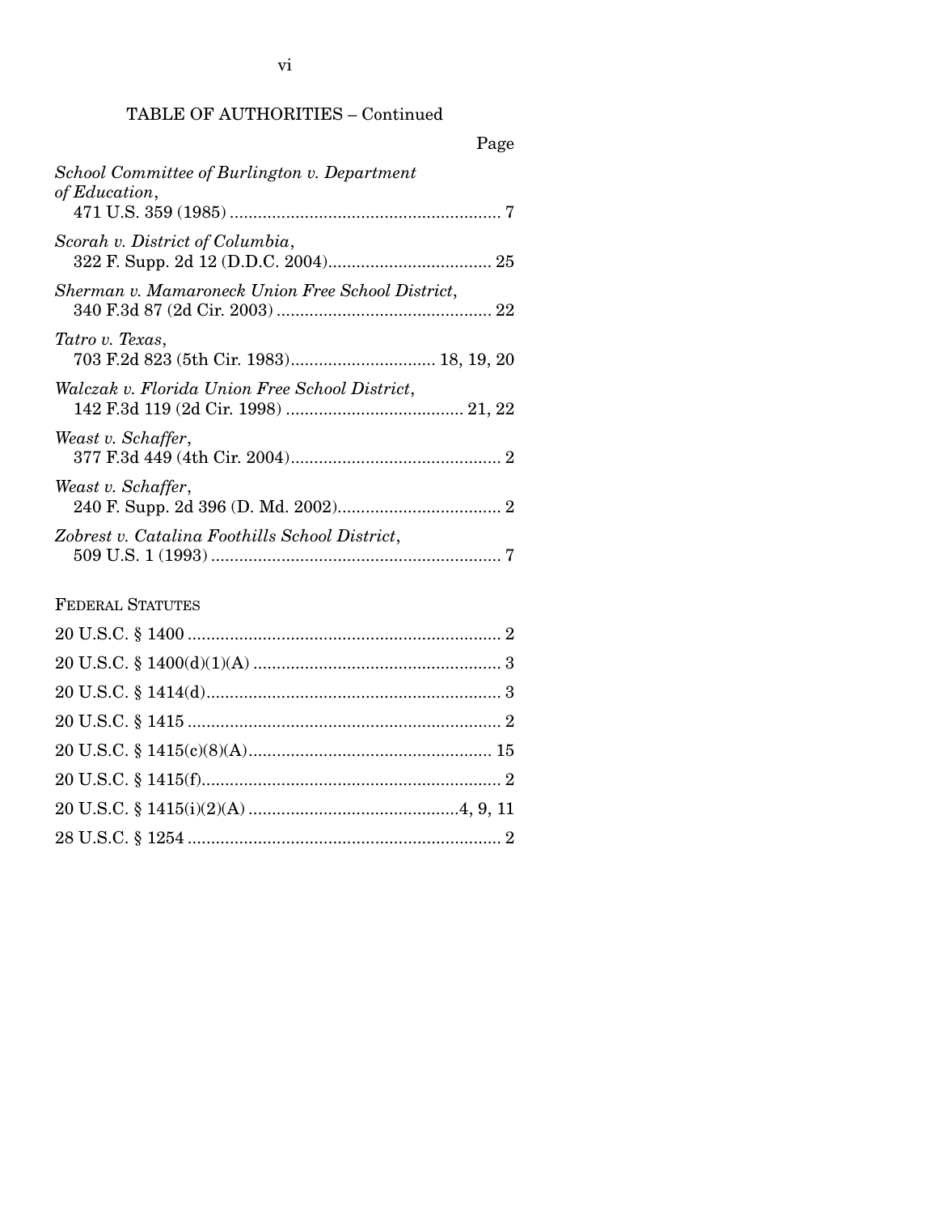TABLE OF AUTHORITIES – Continued

Page

*School Committee of Burlington v. Department of Education*,
471 U.S. 359 (1985) .......................................................... 7

*Scorah v. District of Columbia*,
322 F. Supp. 2d 12 (D.D.C. 2004)................................... 25

*Sherman v. Mamaroneck Union Free School District*,
340 F.3d 87 (2d Cir. 2003) .............................................. 22

*Tatro v. Texas*,
703 F.2d 823 (5th Cir. 1983)............................... 18, 19, 20

*Walczak v. Florida Union Free School District*,
142 F.3d 119 (2d Cir. 1998) ...................................... 21, 22

*Weast v. Schaffer*,
377 F.3d 449 (4th Cir. 2004)............................................. 2

*Weast v. Schaffer*,
240 F. Supp. 2d 396 (D. Md. 2002)................................... 2

*Zobrest v. Catalina Foothills School District*,
509 U.S. 1 (1993) .............................................................. 7

FEDERAL STATUTES

20 U.S.C. § 1400 ................................................................... 2

20 U.S.C. § 1400(d)(1)(A) ..................................................... 3

20 U.S.C. § 1414(d)............................................................... 3

20 U.S.C. § 1415 ................................................................... 2

20 U.S.C. § 1415(c)(8)(A).................................................... 15

20 U.S.C. § 1415(f)................................................................ 2

20 U.S.C. § 1415(i)(2)(A) .............................................4, 9, 11

28 U.S.C. § 1254 ................................................................... 2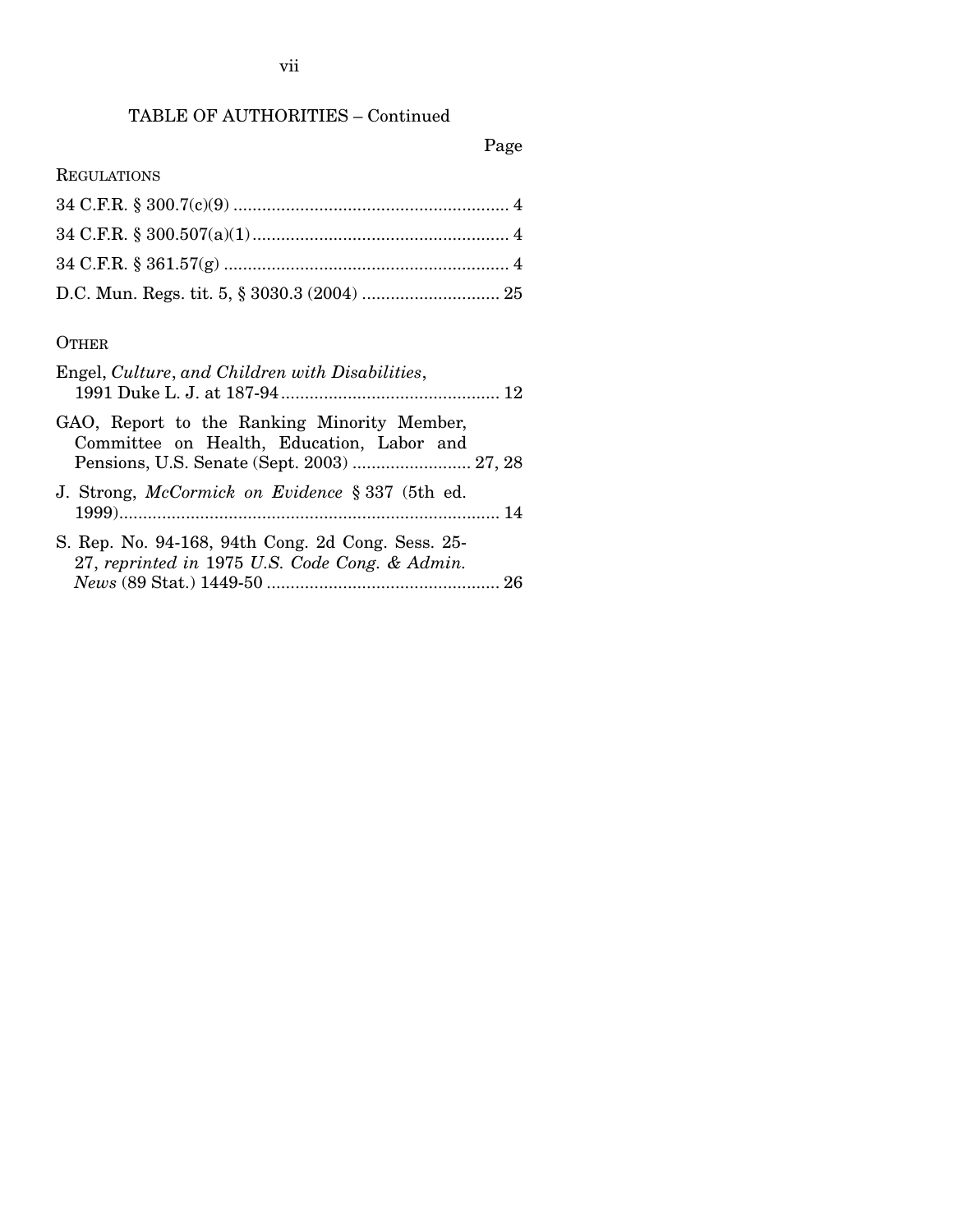TABLE OF AUTHORITIES – Continued

Page

REGULATIONS

34 C.F.R. § 300.7(c)(9) .......................................................... 4

34 C.F.R. § 300.507(a)(1) ...................................................... 4

34 C.F.R. § 361.57(g) ............................................................ 4

D.C. Mun. Regs. tit. 5, § 3030.3 (2004) ............................. 25

OTHER

Engel, *Culture, and Children with Disabilities*, 1991 Duke L. J. at 187-94 .............................................. 12

GAO, Report to the Ranking Minority Member, Committee on Health, Education, Labor and Pensions, U.S. Senate (Sept. 2003) ......................... 27, 28

J. Strong, *McCormick on Evidence* § 337 (5th ed. 1999) .................................................................................. 14

S. Rep. No. 94-168, 94th Cong. 2d Cong. Sess. 25-27, *reprinted in* 1975 *U.S. Code Cong. & Admin. News* (89 Stat.) 1449-50 ................................................. 26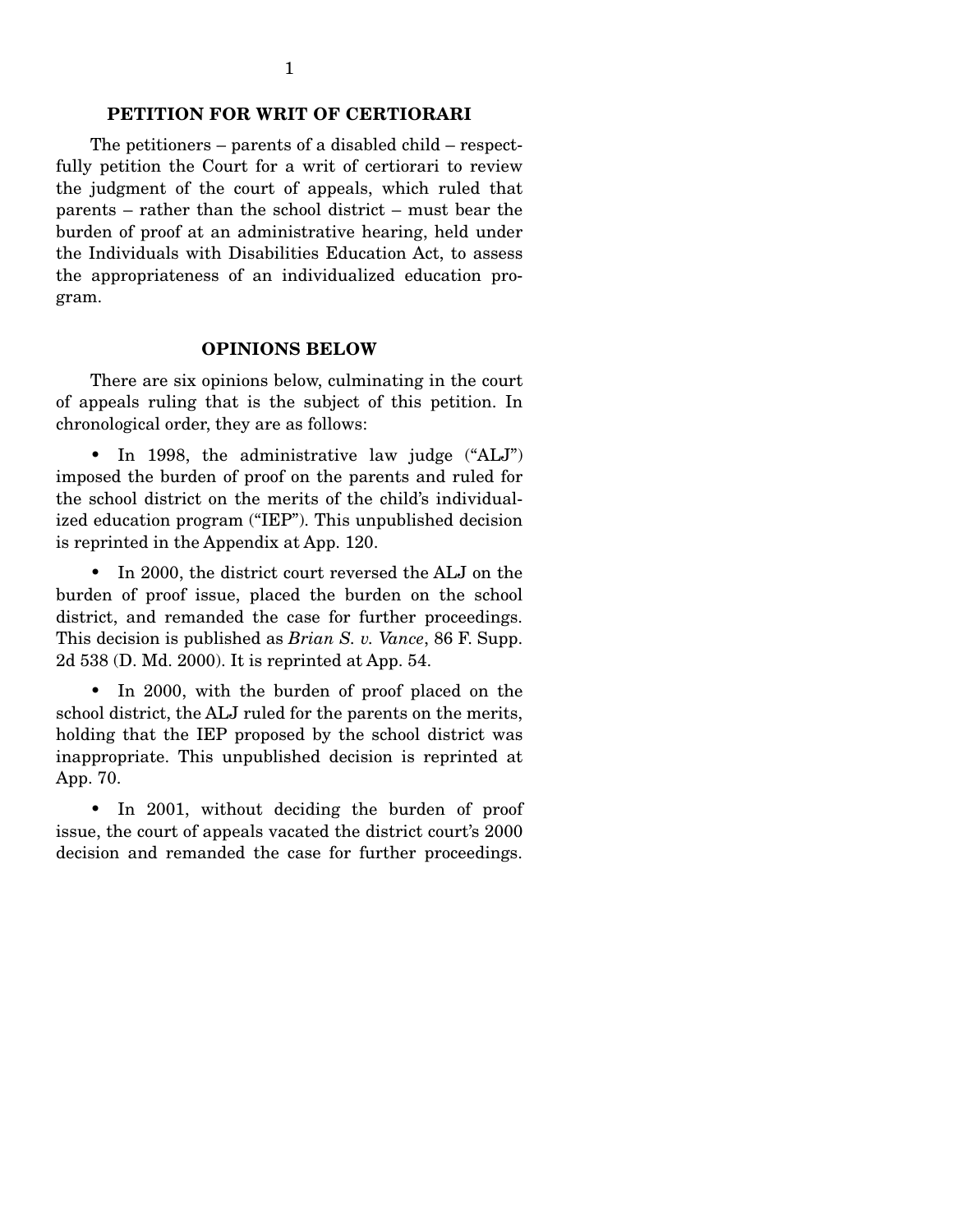## PETITION FOR WRIT OF CERTIORARI

The petitioners – parents of a disabled child – respectfully petition the Court for a writ of certiorari to review the judgment of the court of appeals, which ruled that parents – rather than the school district – must bear the burden of proof at an administrative hearing, held under the Individuals with Disabilities Education Act, to assess the appropriateness of an individualized education program.

## OPINIONS BELOW

There are six opinions below, culminating in the court of appeals ruling that is the subject of this petition. In chronological order, they are as follows:

- In 1998, the administrative law judge ("ALJ") imposed the burden of proof on the parents and ruled for the school district on the merits of the child's individualized education program ("IEP"). This unpublished decision is reprinted in the Appendix at App. 120.
- In 2000, the district court reversed the ALJ on the burden of proof issue, placed the burden on the school district, and remanded the case for further proceedings. This decision is published as *Brian S. v. Vance*, 86 F. Supp. 2d 538 (D. Md. 2000). It is reprinted at App. 54.
- In 2000, with the burden of proof placed on the school district, the ALJ ruled for the parents on the merits, holding that the IEP proposed by the school district was inappropriate. This unpublished decision is reprinted at App. 70.
- In 2001, without deciding the burden of proof issue, the court of appeals vacated the district court's 2000 decision and remanded the case for further proceedings.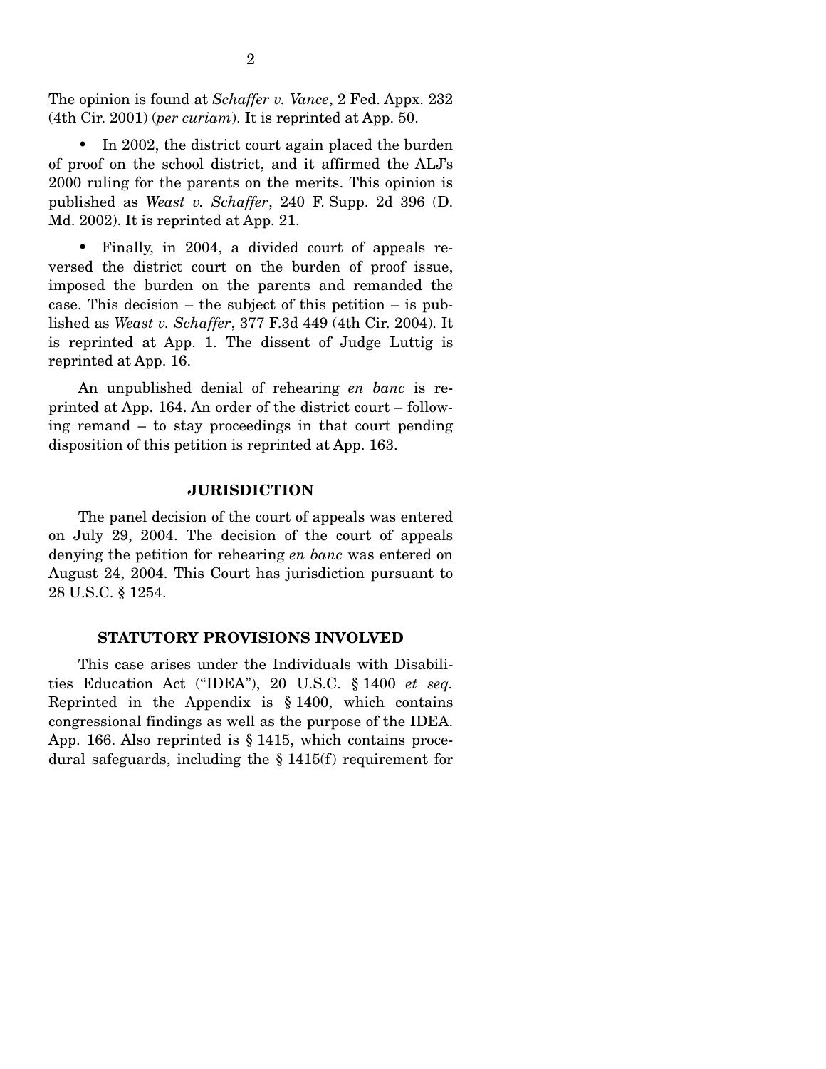The opinion is found at *Schaffer v. Vance*, 2 Fed. Appx. 232 (4th Cir. 2001) (*per curiam*). It is reprinted at App. 50.

- In 2002, the district court again placed the burden of proof on the school district, and it affirmed the ALJ's 2000 ruling for the parents on the merits. This opinion is published as *Weast v. Schaffer*, 240 F. Supp. 2d 396 (D. Md. 2002). It is reprinted at App. 21.

- Finally, in 2004, a divided court of appeals reversed the district court on the burden of proof issue, imposed the burden on the parents and remanded the case. This decision – the subject of this petition – is published as *Weast v. Schaffer*, 377 F.3d 449 (4th Cir. 2004). It is reprinted at App. 1. The dissent of Judge Luttig is reprinted at App. 16.

An unpublished denial of rehearing *en banc* is reprinted at App. 164. An order of the district court – following remand – to stay proceedings in that court pending disposition of this petition is reprinted at App. 163.

## JURISDICTION

The panel decision of the court of appeals was entered on July 29, 2004. The decision of the court of appeals denying the petition for rehearing *en banc* was entered on August 24, 2004. This Court has jurisdiction pursuant to 28 U.S.C. § 1254.

## STATUTORY PROVISIONS INVOLVED

This case arises under the Individuals with Disabilities Education Act ("IDEA"), 20 U.S.C. § 1400 *et seq.* Reprinted in the Appendix is § 1400, which contains congressional findings as well as the purpose of the IDEA. App. 166. Also reprinted is § 1415, which contains procedural safeguards, including the § 1415(f) requirement for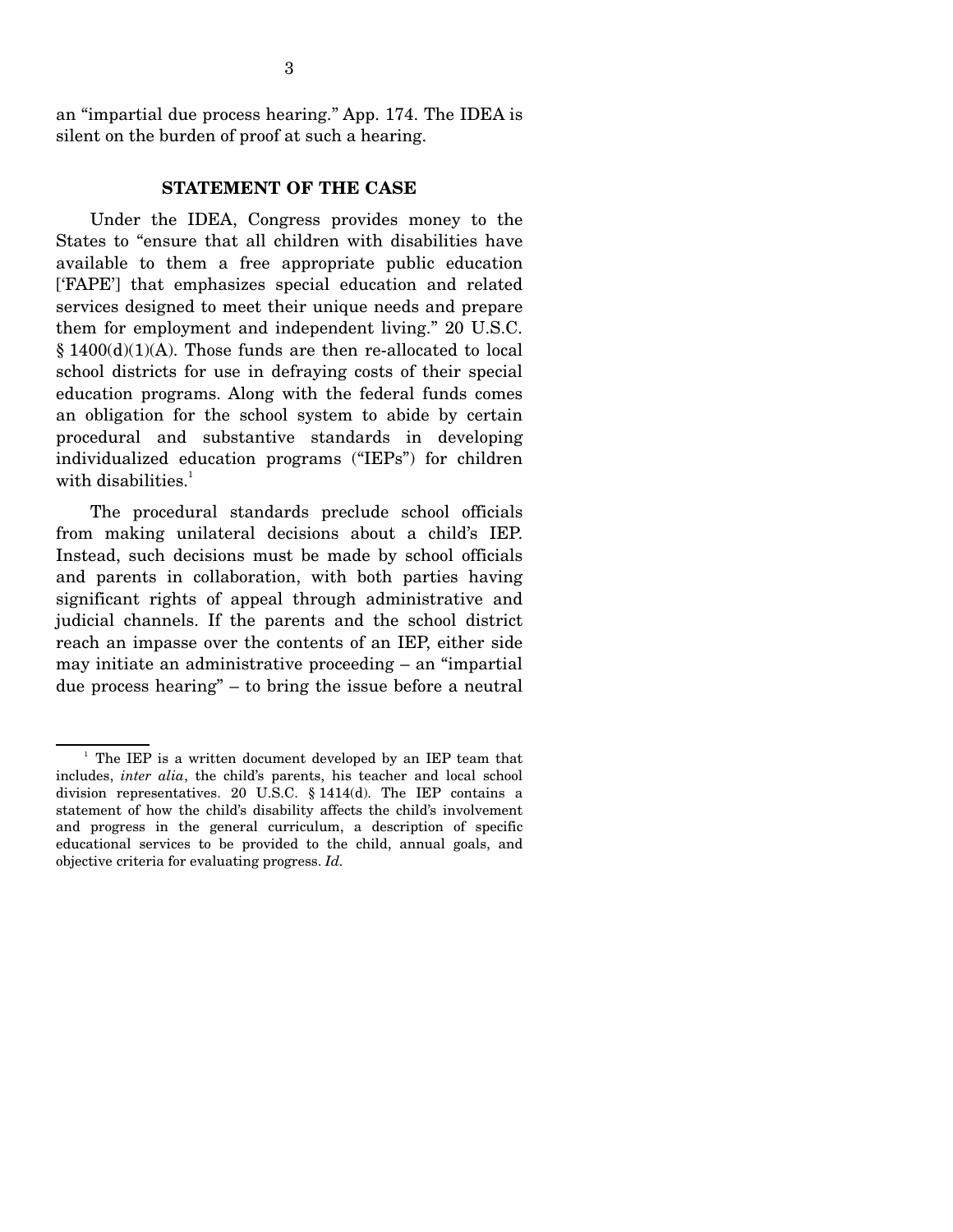an "impartial due process hearing." App. 174. The IDEA is silent on the burden of proof at such a hearing.

## STATEMENT OF THE CASE

Under the IDEA, Congress provides money to the States to "ensure that all children with disabilities have available to them a free appropriate public education ['FAPE'] that emphasizes special education and related services designed to meet their unique needs and prepare them for employment and independent living." 20 U.S.C. § 1400(d)(1)(A). Those funds are then re-allocated to local school districts for use in defraying costs of their special education programs. Along with the federal funds comes an obligation for the school system to abide by certain procedural and substantive standards in developing individualized education programs ("IEPs") for children with disabilities.[1]

The procedural standards preclude school officials from making unilateral decisions about a child's IEP. Instead, such decisions must be made by school officials and parents in collaboration, with both parties having significant rights of appeal through administrative and judicial channels. If the parents and the school district reach an impasse over the contents of an IEP, either side may initiate an administrative proceeding – an "impartial due process hearing" – to bring the issue before a neutral

---

[1] The IEP is a written document developed by an IEP team that includes, *inter alia*, the child's parents, his teacher and local school division representatives. 20 U.S.C. § 1414(d). The IEP contains a statement of how the child's disability affects the child's involvement and progress in the general curriculum, a description of specific educational services to be provided to the child, annual goals, and objective criteria for evaluating progress. *Id.*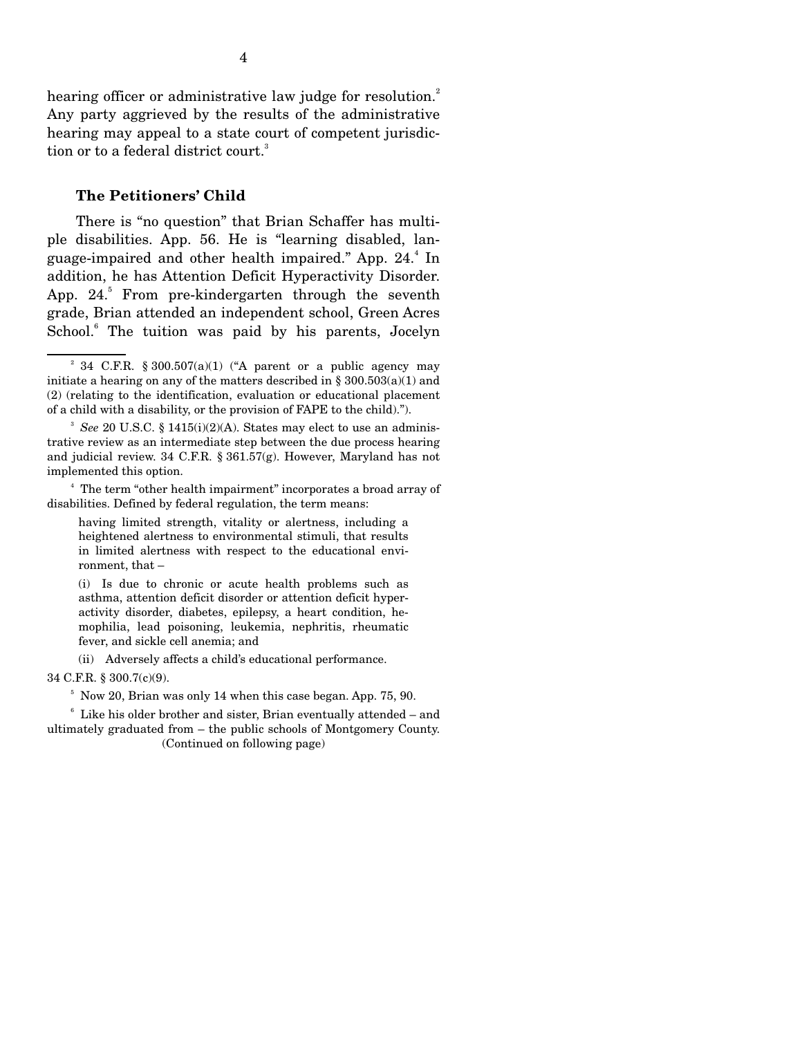hearing officer or administrative law judge for resolution.[2] Any party aggrieved by the results of the administrative hearing may appeal to a state court of competent jurisdiction or to a federal district court.[3]

### The Petitioners' Child

There is "no question" that Brian Schaffer has multiple disabilities. App. 56. He is "learning disabled, language-impaired and other health impaired." App. 24.[4] In addition, he has Attention Deficit Hyperactivity Disorder. App. 24.[5] From pre-kindergarten through the seventh grade, Brian attended an independent school, Green Acres School.[6] The tuition was paid by his parents, Jocelyn

---

[2] 34 C.F.R. § 300.507(a)(1) ("A parent or a public agency may initiate a hearing on any of the matters described in § 300.503(a)(1) and (2) (relating to the identification, evaluation or educational placement of a child with a disability, or the provision of FAPE to the child).").

[3] *See* 20 U.S.C. § 1415(i)(2)(A). States may elect to use an administrative review as an intermediate step between the due process hearing and judicial review. 34 C.F.R. § 361.57(g). However, Maryland has not implemented this option.

[4] The term "other health impairment" incorporates a broad array of disabilities. Defined by federal regulation, the term means:

> having limited strength, vitality or alertness, including a heightened alertness to environmental stimuli, that results in limited alertness with respect to the educational environment, that –
>
> (i) Is due to chronic or acute health problems such as asthma, attention deficit disorder or attention deficit hyperactivity disorder, diabetes, epilepsy, a heart condition, hemophilia, lead poisoning, leukemia, nephritis, rheumatic fever, and sickle cell anemia; and
>
> (ii) Adversely affects a child's educational performance.

34 C.F.R. § 300.7(c)(9).

[5] Now 20, Brian was only 14 when this case began. App. 75, 90.

[6] Like his older brother and sister, Brian eventually attended – and ultimately graduated from – the public schools of Montgomery County.

(Continued on following page)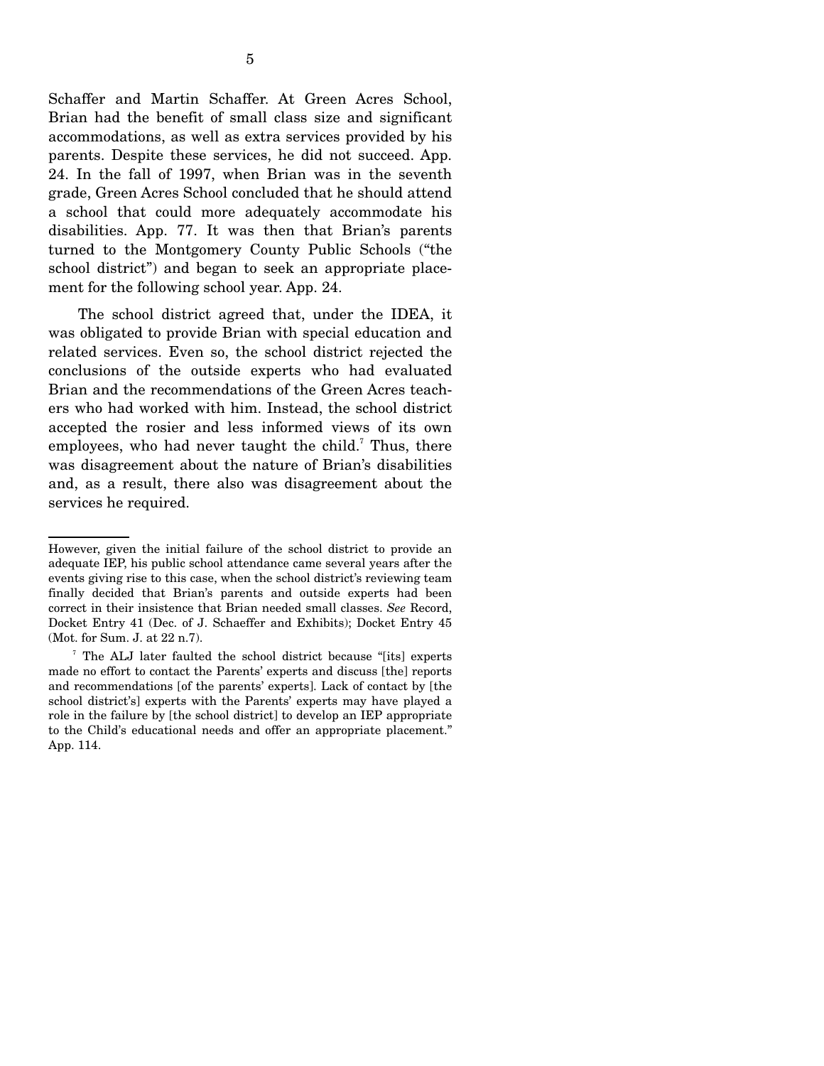Schaffer and Martin Schaffer. At Green Acres School, Brian had the benefit of small class size and significant accommodations, as well as extra services provided by his parents. Despite these services, he did not succeed. App. 24. In the fall of 1997, when Brian was in the seventh grade, Green Acres School concluded that he should attend a school that could more adequately accommodate his disabilities. App. 77. It was then that Brian's parents turned to the Montgomery County Public Schools ("the school district") and began to seek an appropriate placement for the following school year. App. 24.

The school district agreed that, under the IDEA, it was obligated to provide Brian with special education and related services. Even so, the school district rejected the conclusions of the outside experts who had evaluated Brian and the recommendations of the Green Acres teachers who had worked with him. Instead, the school district accepted the rosier and less informed views of its own employees, who had never taught the child.[7] Thus, there was disagreement about the nature of Brian's disabilities and, as a result, there also was disagreement about the services he required.

---

However, given the initial failure of the school district to provide an adequate IEP, his public school attendance came several years after the events giving rise to this case, when the school district's reviewing team finally decided that Brian's parents and outside experts had been correct in their insistence that Brian needed small classes. *See* Record, Docket Entry 41 (Dec. of J. Schaeffer and Exhibits); Docket Entry 45 (Mot. for Sum. J. at 22 n.7).

[7] The ALJ later faulted the school district because "[its] experts made no effort to contact the Parents' experts and discuss [the] reports and recommendations [of the parents' experts]. Lack of contact by [the school district's] experts with the Parents' experts may have played a role in the failure by [the school district] to develop an IEP appropriate to the Child's educational needs and offer an appropriate placement." App. 114.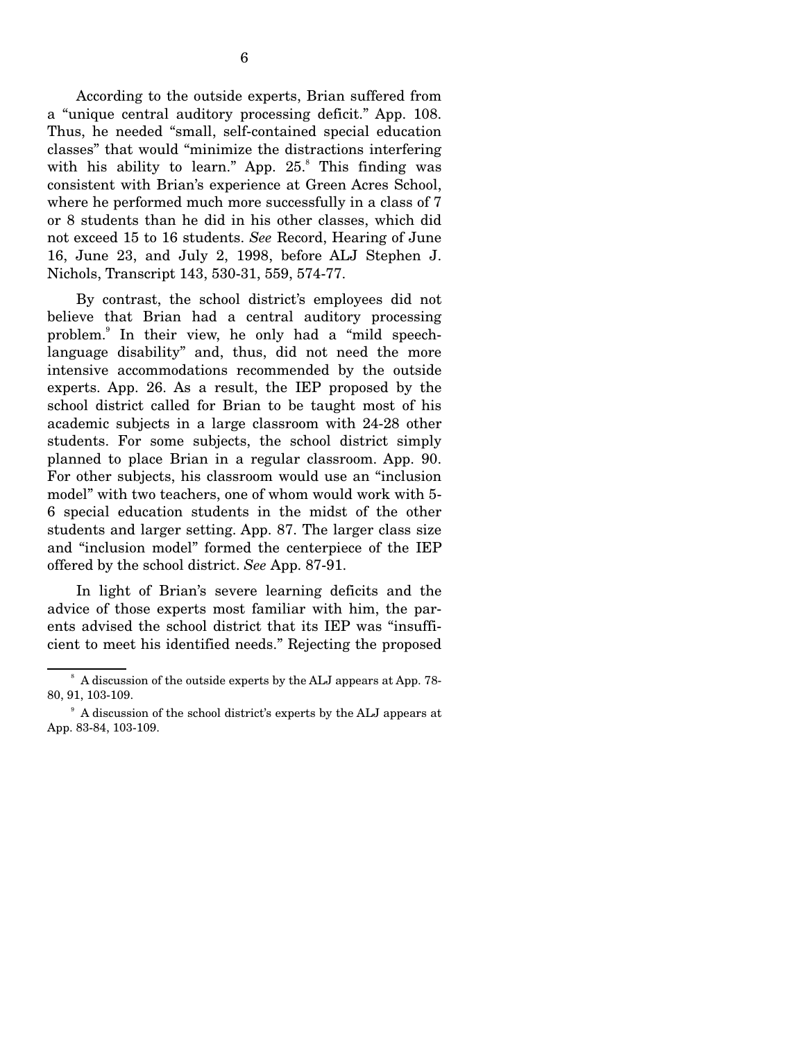According to the outside experts, Brian suffered from a "unique central auditory processing deficit." App. 108. Thus, he needed "small, self-contained special education classes" that would "minimize the distractions interfering with his ability to learn." App. 25.[8] This finding was consistent with Brian's experience at Green Acres School, where he performed much more successfully in a class of 7 or 8 students than he did in his other classes, which did not exceed 15 to 16 students. *See* Record, Hearing of June 16, June 23, and July 2, 1998, before ALJ Stephen J. Nichols, Transcript 143, 530-31, 559, 574-77.

By contrast, the school district's employees did not believe that Brian had a central auditory processing problem.[9] In their view, he only had a "mild speech-language disability" and, thus, did not need the more intensive accommodations recommended by the outside experts. App. 26. As a result, the IEP proposed by the school district called for Brian to be taught most of his academic subjects in a large classroom with 24-28 other students. For some subjects, the school district simply planned to place Brian in a regular classroom. App. 90. For other subjects, his classroom would use an "inclusion model" with two teachers, one of whom would work with 5-6 special education students in the midst of the other students and larger setting. App. 87. The larger class size and "inclusion model" formed the centerpiece of the IEP offered by the school district. *See* App. 87-91.

In light of Brian's severe learning deficits and the advice of those experts most familiar with him, the parents advised the school district that its IEP was "insufficient to meet his identified needs." Rejecting the proposed

[8] A discussion of the outside experts by the ALJ appears at App. 78-80, 91, 103-109.

[9] A discussion of the school district's experts by the ALJ appears at App. 83-84, 103-109.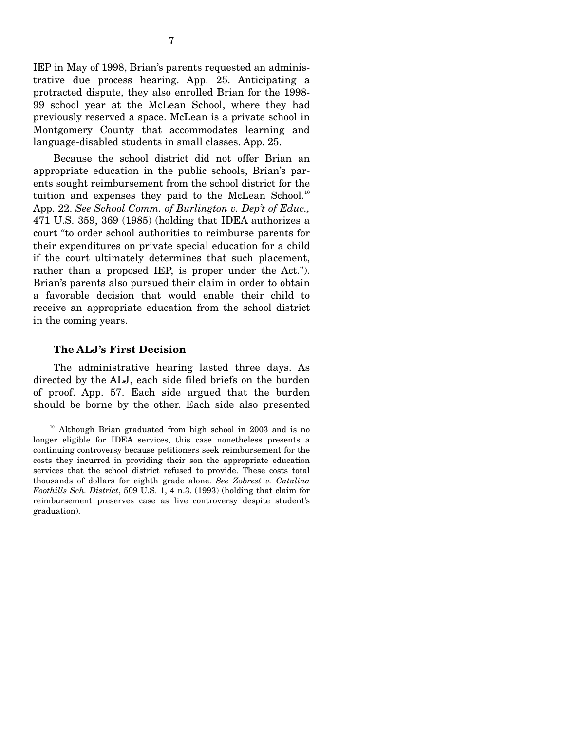IEP in May of 1998, Brian's parents requested an administrative due process hearing. App. 25. Anticipating a protracted dispute, they also enrolled Brian for the 1998-99 school year at the McLean School, where they had previously reserved a space. McLean is a private school in Montgomery County that accommodates learning and language-disabled students in small classes. App. 25.

Because the school district did not offer Brian an appropriate education in the public schools, Brian's parents sought reimbursement from the school district for the tuition and expenses they paid to the McLean School.[10] App. 22. *See School Comm. of Burlington v. Dep't of Educ.,* 471 U.S. 359, 369 (1985) (holding that IDEA authorizes a court "to order school authorities to reimburse parents for their expenditures on private special education for a child if the court ultimately determines that such placement, rather than a proposed IEP, is proper under the Act."). Brian's parents also pursued their claim in order to obtain a favorable decision that would enable their child to receive an appropriate education from the school district in the coming years.

### The ALJ's First Decision

The administrative hearing lasted three days. As directed by the ALJ, each side filed briefs on the burden of proof. App. 57. Each side argued that the burden should be borne by the other. Each side also presented

---

[10] Although Brian graduated from high school in 2003 and is no longer eligible for IDEA services, this case nonetheless presents a continuing controversy because petitioners seek reimbursement for the costs they incurred in providing their son the appropriate education services that the school district refused to provide. These costs total thousands of dollars for eighth grade alone. *See Zobrest v. Catalina Foothills Sch. District*, 509 U.S. 1, 4 n.3. (1993) (holding that claim for reimbursement preserves case as live controversy despite student's graduation).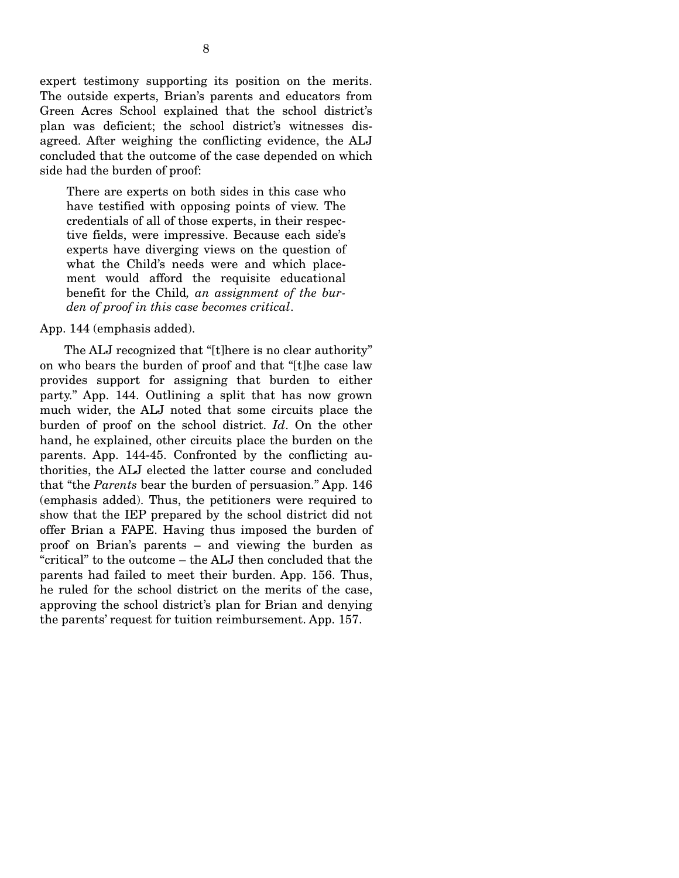expert testimony supporting its position on the merits. The outside experts, Brian's parents and educators from Green Acres School explained that the school district's plan was deficient; the school district's witnesses disagreed. After weighing the conflicting evidence, the ALJ concluded that the outcome of the case depended on which side had the burden of proof:

> There are experts on both sides in this case who have testified with opposing points of view. The credentials of all of those experts, in their respective fields, were impressive. Because each side's experts have diverging views on the question of what the Child's needs were and which placement would afford the requisite educational benefit for the Child*, an assignment of the burden of proof in this case becomes critical*.

App. 144 (emphasis added).

The ALJ recognized that "[t]here is no clear authority" on who bears the burden of proof and that "[t]he case law provides support for assigning that burden to either party." App. 144. Outlining a split that has now grown much wider, the ALJ noted that some circuits place the burden of proof on the school district. *Id*. On the other hand, he explained, other circuits place the burden on the parents. App. 144-45. Confronted by the conflicting authorities, the ALJ elected the latter course and concluded that "the *Parents* bear the burden of persuasion." App. 146 (emphasis added). Thus, the petitioners were required to show that the IEP prepared by the school district did not offer Brian a FAPE. Having thus imposed the burden of proof on Brian's parents – and viewing the burden as "critical" to the outcome – the ALJ then concluded that the parents had failed to meet their burden. App. 156. Thus, he ruled for the school district on the merits of the case, approving the school district's plan for Brian and denying the parents' request for tuition reimbursement. App. 157.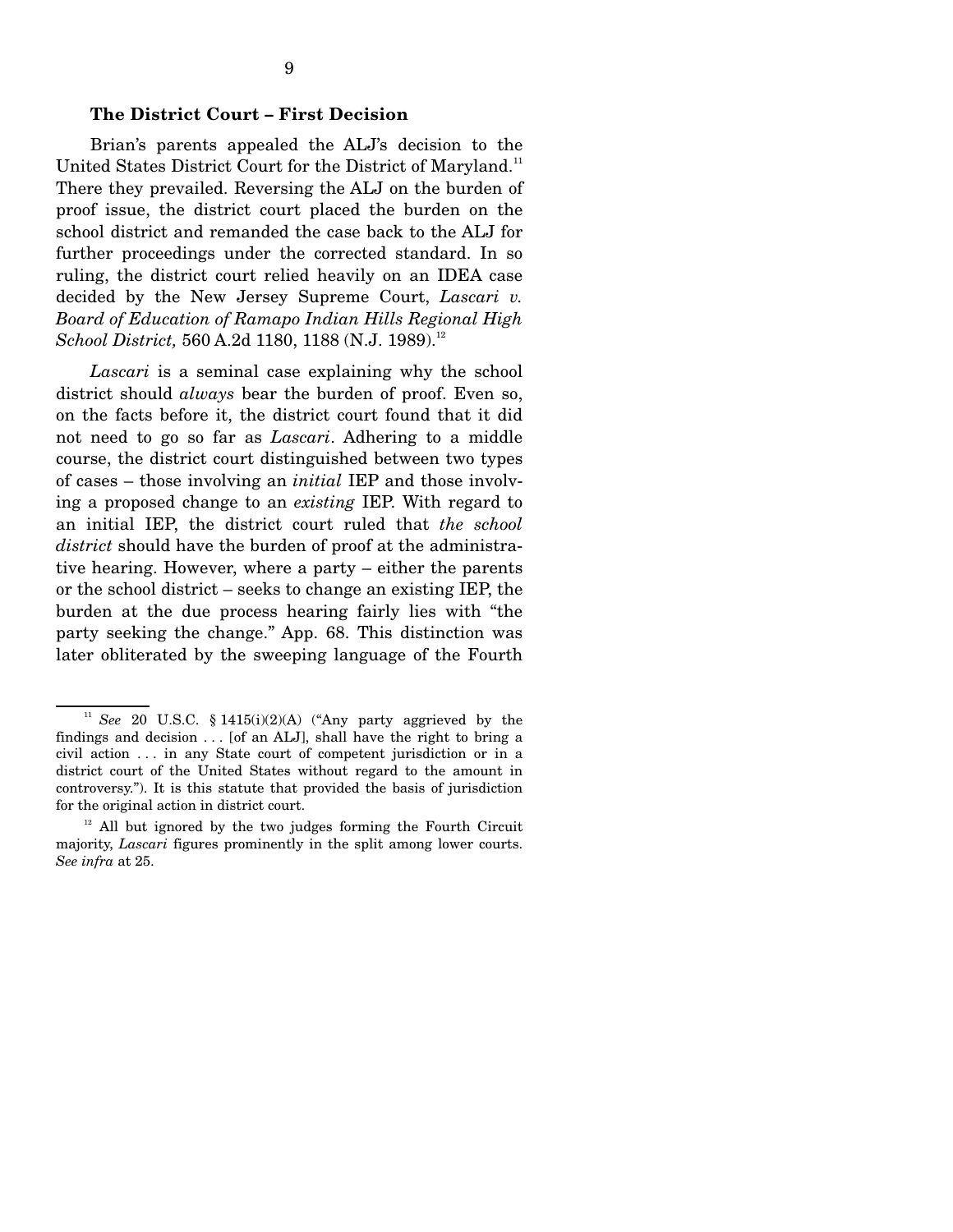### The District Court – First Decision

Brian's parents appealed the ALJ's decision to the United States District Court for the District of Maryland.[11] There they prevailed. Reversing the ALJ on the burden of proof issue, the district court placed the burden on the school district and remanded the case back to the ALJ for further proceedings under the corrected standard. In so ruling, the district court relied heavily on an IDEA case decided by the New Jersey Supreme Court, *Lascari v. Board of Education of Ramapo Indian Hills Regional High School District,* 560 A.2d 1180, 1188 (N.J. 1989).[12]

*Lascari* is a seminal case explaining why the school district should *always* bear the burden of proof. Even so, on the facts before it, the district court found that it did not need to go so far as *Lascari*. Adhering to a middle course, the district court distinguished between two types of cases – those involving an *initial* IEP and those involving a proposed change to an *existing* IEP. With regard to an initial IEP, the district court ruled that *the school district* should have the burden of proof at the administrative hearing. However, where a party – either the parents or the school district – seeks to change an existing IEP, the burden at the due process hearing fairly lies with "the party seeking the change." App. 68. This distinction was later obliterated by the sweeping language of the Fourth

---

[11] *See* 20 U.S.C. § 1415(i)(2)(A) ("Any party aggrieved by the findings and decision . . . [of an ALJ], shall have the right to bring a civil action . . . in any State court of competent jurisdiction or in a district court of the United States without regard to the amount in controversy."). It is this statute that provided the basis of jurisdiction for the original action in district court.

[12] All but ignored by the two judges forming the Fourth Circuit majority, *Lascari* figures prominently in the split among lower courts. *See infra* at 25.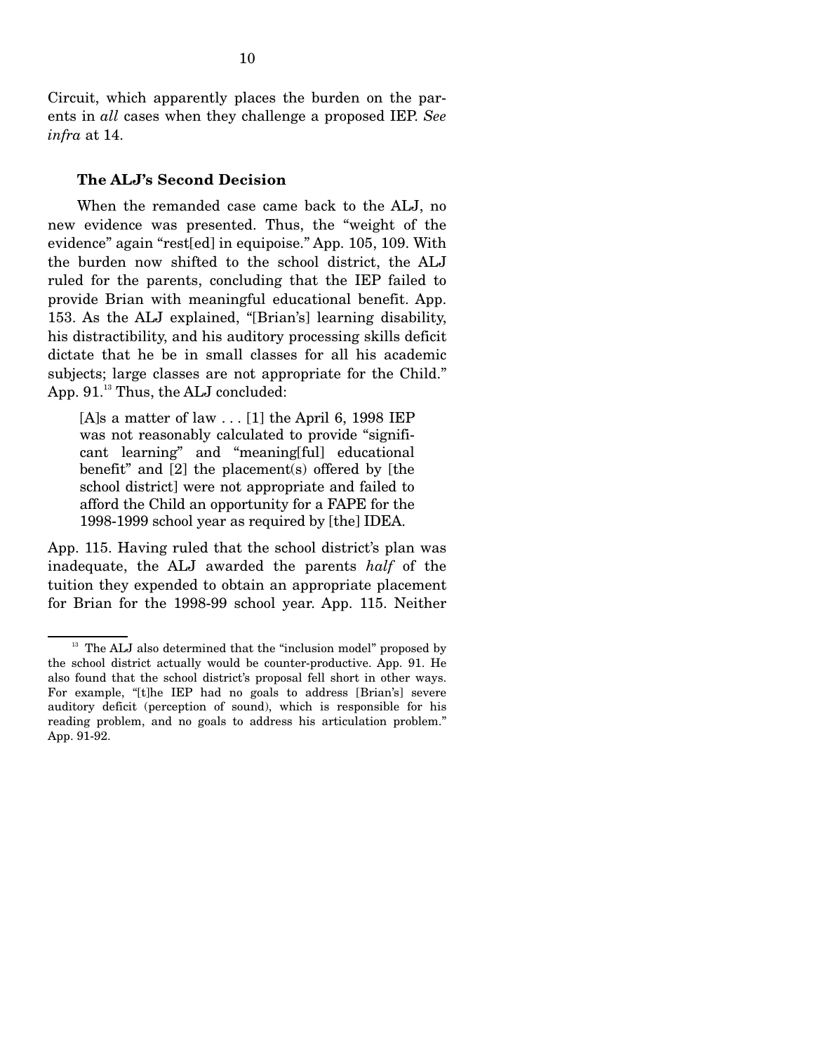Circuit, which apparently places the burden on the parents in *all* cases when they challenge a proposed IEP. *See infra* at 14.

**The ALJ's Second Decision**

When the remanded case came back to the ALJ, no new evidence was presented. Thus, the "weight of the evidence" again "rest[ed] in equipoise." App. 105, 109. With the burden now shifted to the school district, the ALJ ruled for the parents, concluding that the IEP failed to provide Brian with meaningful educational benefit. App. 153. As the ALJ explained, "[Brian's] learning disability, his distractibility, and his auditory processing skills deficit dictate that he be in small classes for all his academic subjects; large classes are not appropriate for the Child." App. 91.[13] Thus, the ALJ concluded:

> [A]s a matter of law . . . [1] the April 6, 1998 IEP was not reasonably calculated to provide "significant learning" and "meaning[ful] educational benefit" and [2] the placement(s) offered by [the school district] were not appropriate and failed to afford the Child an opportunity for a FAPE for the 1998-1999 school year as required by [the] IDEA.

App. 115. Having ruled that the school district's plan was inadequate, the ALJ awarded the parents *half* of the tuition they expended to obtain an appropriate placement for Brian for the 1998-99 school year. App. 115. Neither

---

[13] The ALJ also determined that the "inclusion model" proposed by the school district actually would be counter-productive. App. 91. He also found that the school district's proposal fell short in other ways. For example, "[t]he IEP had no goals to address [Brian's] severe auditory deficit (perception of sound), which is responsible for his reading problem, and no goals to address his articulation problem." App. 91-92.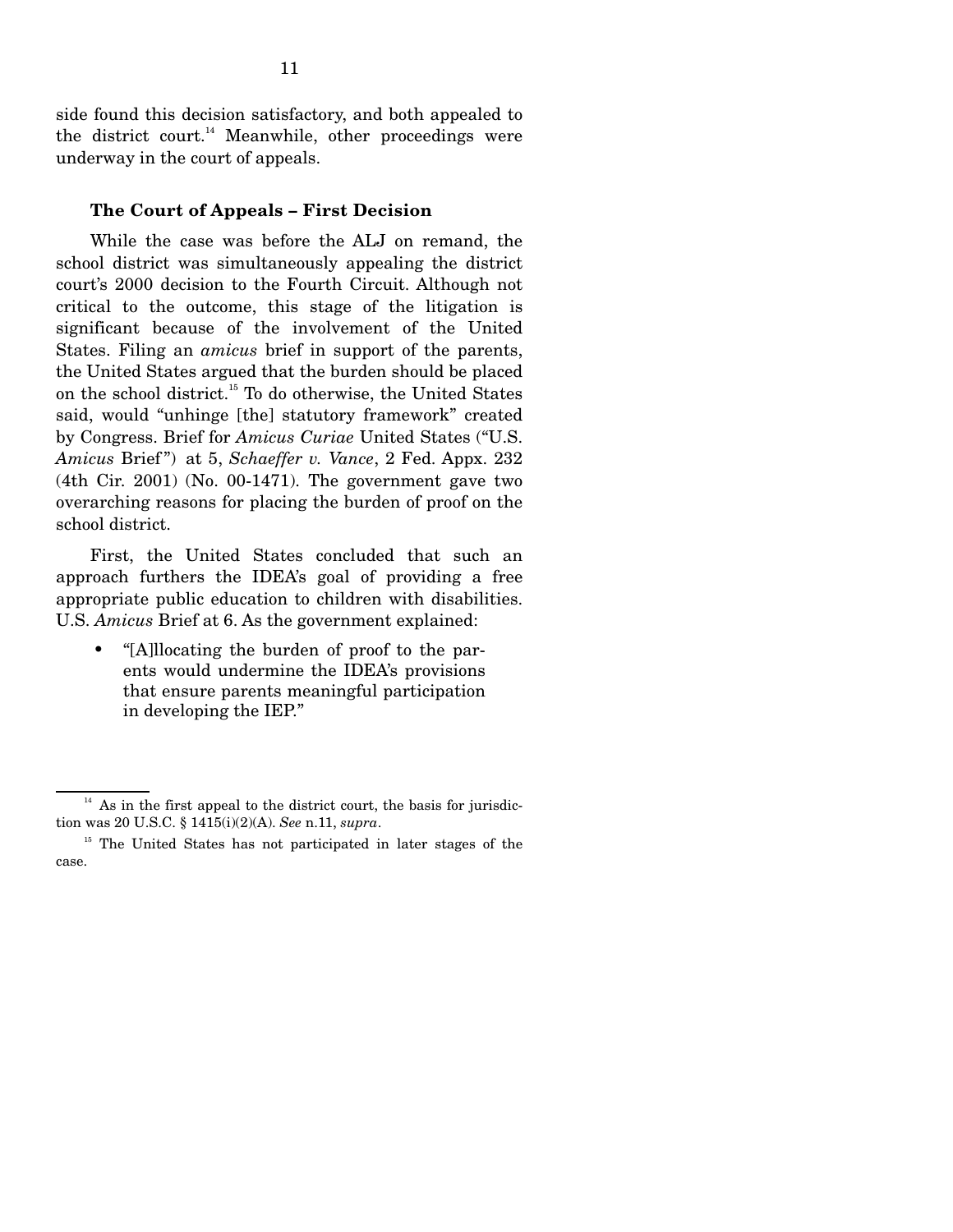side found this decision satisfactory, and both appealed to the district court.[14] Meanwhile, other proceedings were underway in the court of appeals.

**The Court of Appeals – First Decision**

While the case was before the ALJ on remand, the school district was simultaneously appealing the district court's 2000 decision to the Fourth Circuit. Although not critical to the outcome, this stage of the litigation is significant because of the involvement of the United States. Filing an *amicus* brief in support of the parents, the United States argued that the burden should be placed on the school district.[15] To do otherwise, the United States said, would "unhinge [the] statutory framework" created by Congress. Brief for *Amicus Curiae* United States ("U.S. *Amicus* Brief") at 5, *Schaeffer v. Vance*, 2 Fed. Appx. 232 (4th Cir. 2001) (No. 00-1471). The government gave two overarching reasons for placing the burden of proof on the school district.

First, the United States concluded that such an approach furthers the IDEA's goal of providing a free appropriate public education to children with disabilities. U.S. *Amicus* Brief at 6. As the government explained:

- "[A]llocating the burden of proof to the parents would undermine the IDEA's provisions that ensure parents meaningful participation in developing the IEP."

---

[14] As in the first appeal to the district court, the basis for jurisdiction was 20 U.S.C. § 1415(i)(2)(A). *See* n.11, *supra*.

[15] The United States has not participated in later stages of the case.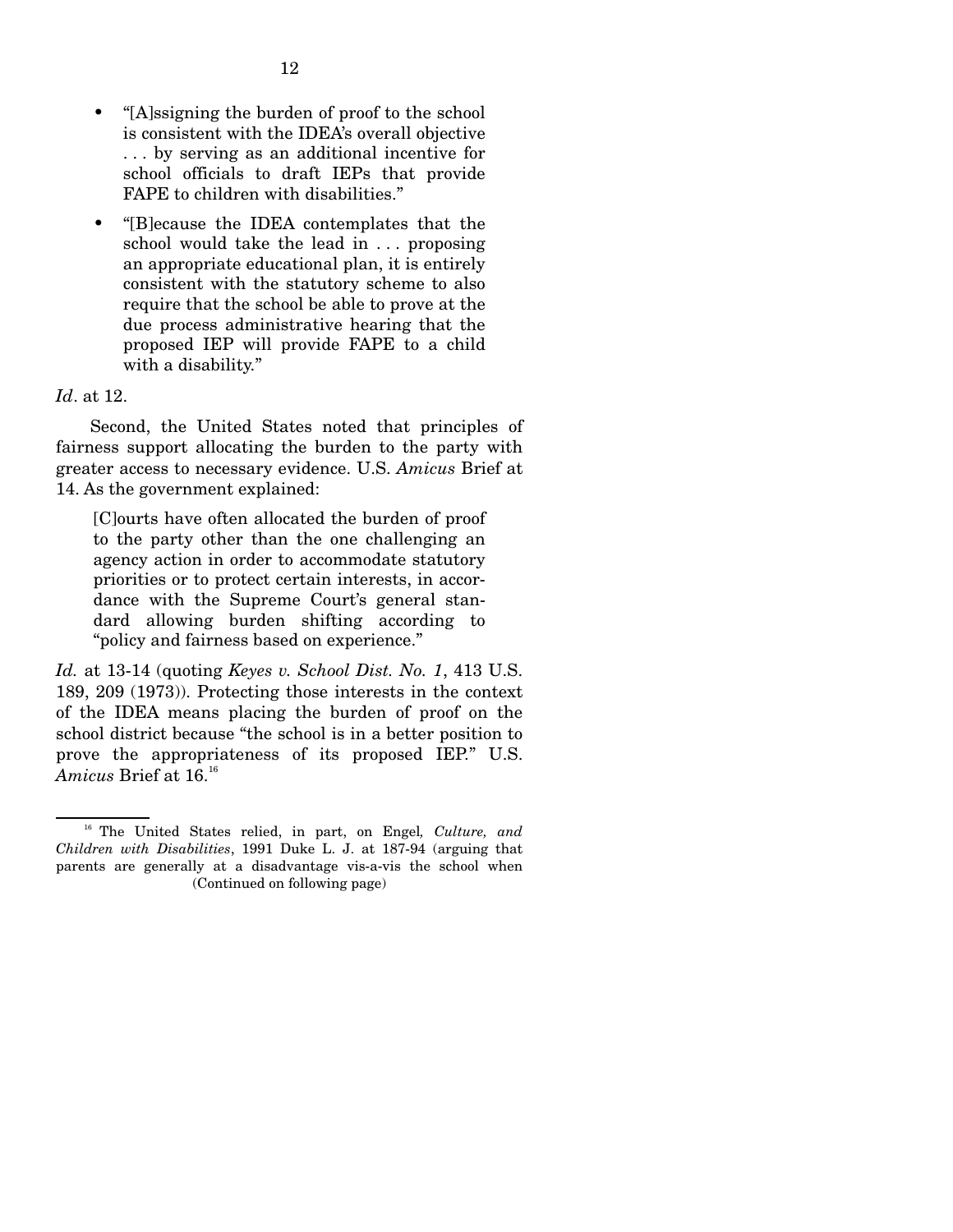- "[A]ssigning the burden of proof to the school is consistent with the IDEA's overall objective . . . by serving as an additional incentive for school officials to draft IEPs that provide FAPE to children with disabilities."

- "[B]ecause the IDEA contemplates that the school would take the lead in . . . proposing an appropriate educational plan, it is entirely consistent with the statutory scheme to also require that the school be able to prove at the due process administrative hearing that the proposed IEP will provide FAPE to a child with a disability."

*Id*. at 12.

Second, the United States noted that principles of fairness support allocating the burden to the party with greater access to necessary evidence. U.S. *Amicus* Brief at 14. As the government explained:

> [C]ourts have often allocated the burden of proof to the party other than the one challenging an agency action in order to accommodate statutory priorities or to protect certain interests, in accordance with the Supreme Court's general standard allowing burden shifting according to "policy and fairness based on experience."

*Id.* at 13-14 (quoting *Keyes v. School Dist. No. 1*, 413 U.S. 189, 209 (1973)). Protecting those interests in the context of the IDEA means placing the burden of proof on the school district because "the school is in a better position to prove the appropriateness of its proposed IEP." U.S. *Amicus* Brief at 16.[16]

[16] The United States relied, in part, on Engel*, Culture, and Children with Disabilities*, 1991 Duke L. J. at 187-94 (arguing that parents are generally at a disadvantage vis-a-vis the school when (Continued on following page)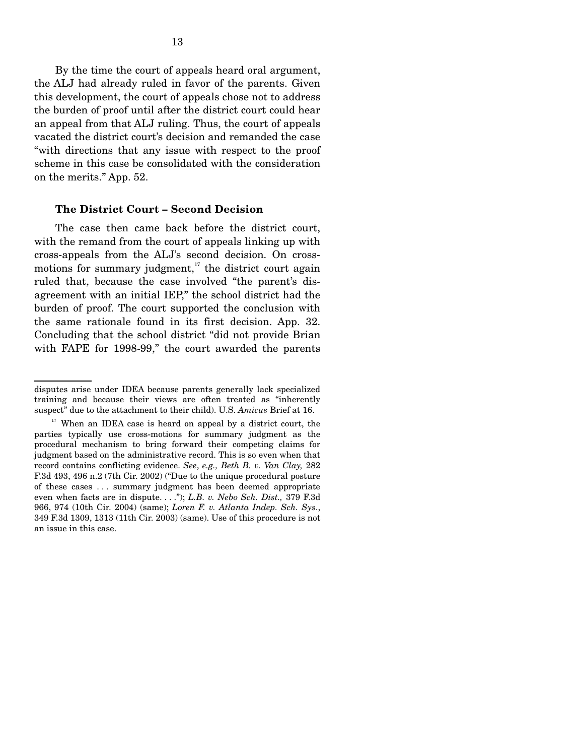By the time the court of appeals heard oral argument, the ALJ had already ruled in favor of the parents. Given this development, the court of appeals chose not to address the burden of proof until after the district court could hear an appeal from that ALJ ruling. Thus, the court of appeals vacated the district court's decision and remanded the case "with directions that any issue with respect to the proof scheme in this case be consolidated with the consideration on the merits." App. 52.

### The District Court – Second Decision

The case then came back before the district court, with the remand from the court of appeals linking up with cross-appeals from the ALJ's second decision. On cross-motions for summary judgment,[17] the district court again ruled that, because the case involved "the parent's disagreement with an initial IEP," the school district had the burden of proof. The court supported the conclusion with the same rationale found in its first decision. App. 32. Concluding that the school district "did not provide Brian with FAPE for 1998-99," the court awarded the parents

---

disputes arise under IDEA because parents generally lack specialized training and because their views are often treated as "inherently suspect" due to the attachment to their child). U.S. *Amicus* Brief at 16.

[17] When an IDEA case is heard on appeal by a district court, the parties typically use cross-motions for summary judgment as the procedural mechanism to bring forward their competing claims for judgment based on the administrative record. This is so even when that record contains conflicting evidence. *See*, *e.g., Beth B. v. Van Clay,* 282 F.3d 493, 496 n.2 (7th Cir. 2002) ("Due to the unique procedural posture of these cases . . . summary judgment has been deemed appropriate even when facts are in dispute. . . ."); *L.B. v. Nebo Sch. Dist.,* 379 F.3d 966, 974 (10th Cir. 2004) (same); *Loren F. v. Atlanta Indep. Sch. Sys*., 349 F.3d 1309, 1313 (11th Cir. 2003) (same). Use of this procedure is not an issue in this case.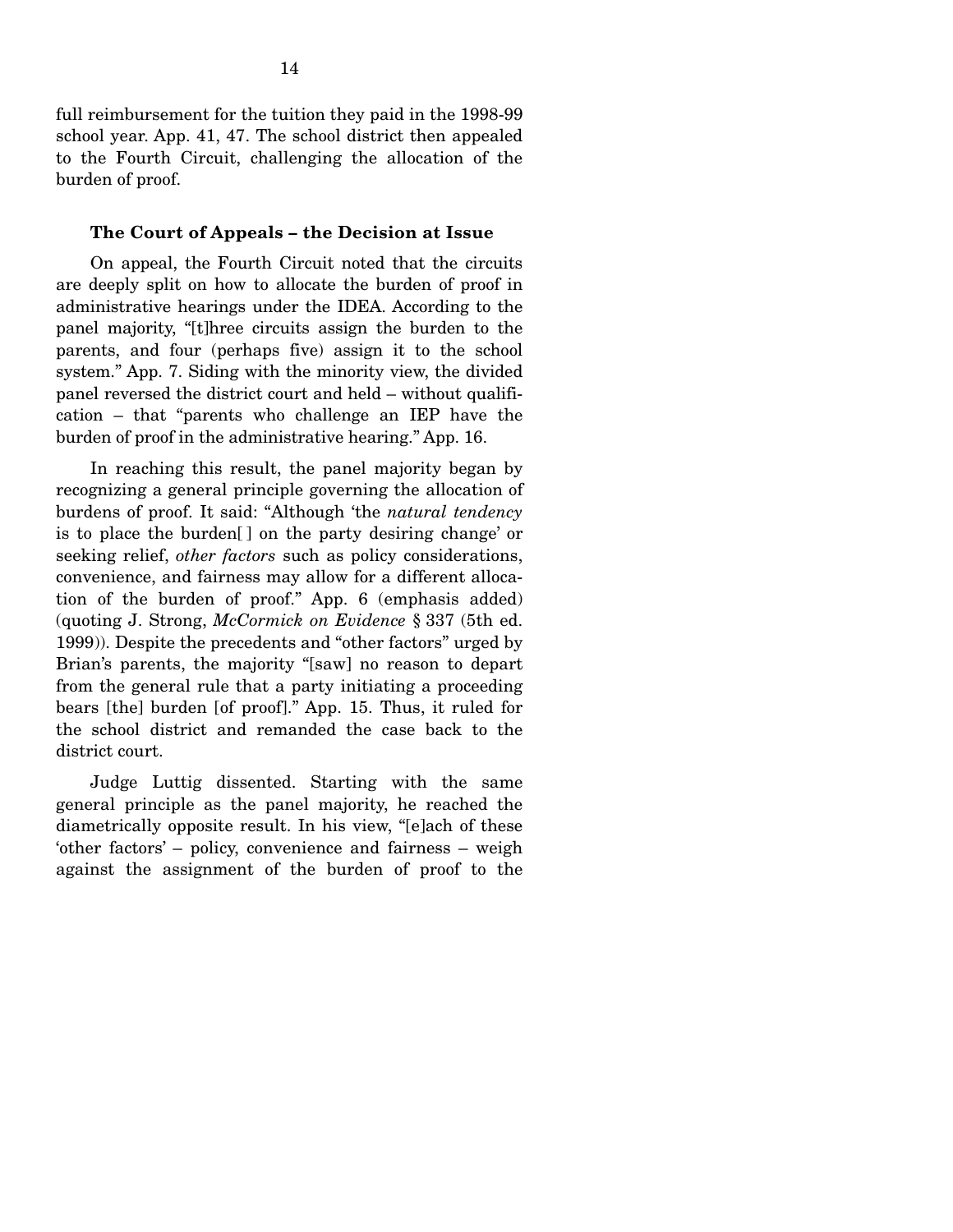full reimbursement for the tuition they paid in the 1998-99 school year. App. 41, 47. The school district then appealed to the Fourth Circuit, challenging the allocation of the burden of proof.

**The Court of Appeals – the Decision at Issue**

On appeal, the Fourth Circuit noted that the circuits are deeply split on how to allocate the burden of proof in administrative hearings under the IDEA. According to the panel majority, "[t]hree circuits assign the burden to the parents, and four (perhaps five) assign it to the school system." App. 7. Siding with the minority view, the divided panel reversed the district court and held – without qualification – that "parents who challenge an IEP have the burden of proof in the administrative hearing." App. 16.

In reaching this result, the panel majority began by recognizing a general principle governing the allocation of burdens of proof. It said: "Although 'the *natural tendency* is to place the burden[ ] on the party desiring change' or seeking relief, *other factors* such as policy considerations, convenience, and fairness may allow for a different allocation of the burden of proof." App. 6 (emphasis added) (quoting J. Strong, *McCormick on Evidence* § 337 (5th ed. 1999)). Despite the precedents and "other factors" urged by Brian's parents, the majority "[saw] no reason to depart from the general rule that a party initiating a proceeding bears [the] burden [of proof]." App. 15. Thus, it ruled for the school district and remanded the case back to the district court.

Judge Luttig dissented. Starting with the same general principle as the panel majority, he reached the diametrically opposite result. In his view, "[e]ach of these 'other factors' – policy, convenience and fairness – weigh against the assignment of the burden of proof to the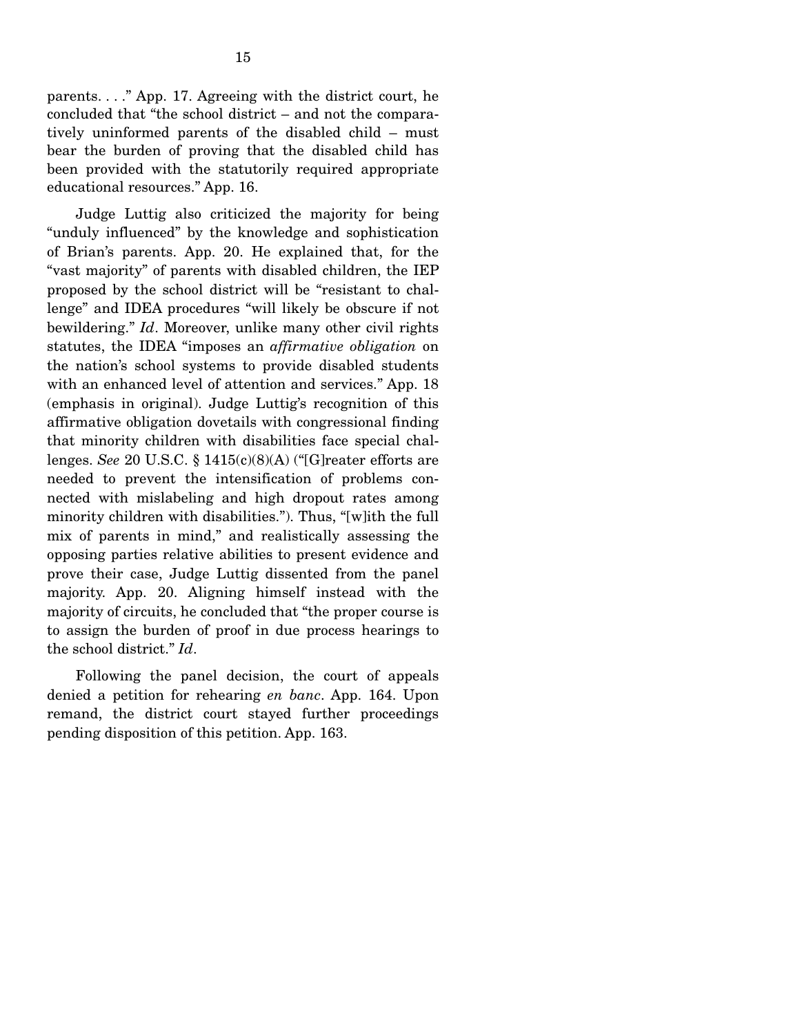parents. . . ." App. 17. Agreeing with the district court, he concluded that "the school district – and not the comparatively uninformed parents of the disabled child – must bear the burden of proving that the disabled child has been provided with the statutorily required appropriate educational resources." App. 16.

Judge Luttig also criticized the majority for being "unduly influenced" by the knowledge and sophistication of Brian's parents. App. 20. He explained that, for the "vast majority" of parents with disabled children, the IEP proposed by the school district will be "resistant to challenge" and IDEA procedures "will likely be obscure if not bewildering." *Id*. Moreover, unlike many other civil rights statutes, the IDEA "imposes an *affirmative obligation* on the nation's school systems to provide disabled students with an enhanced level of attention and services." App. 18 (emphasis in original). Judge Luttig's recognition of this affirmative obligation dovetails with congressional finding that minority children with disabilities face special challenges. *See* 20 U.S.C. § 1415(c)(8)(A) ("[G]reater efforts are needed to prevent the intensification of problems connected with mislabeling and high dropout rates among minority children with disabilities."). Thus, "[w]ith the full mix of parents in mind," and realistically assessing the opposing parties relative abilities to present evidence and prove their case, Judge Luttig dissented from the panel majority. App. 20. Aligning himself instead with the majority of circuits, he concluded that "the proper course is to assign the burden of proof in due process hearings to the school district." *Id*.

Following the panel decision, the court of appeals denied a petition for rehearing *en banc*. App. 164. Upon remand, the district court stayed further proceedings pending disposition of this petition. App. 163.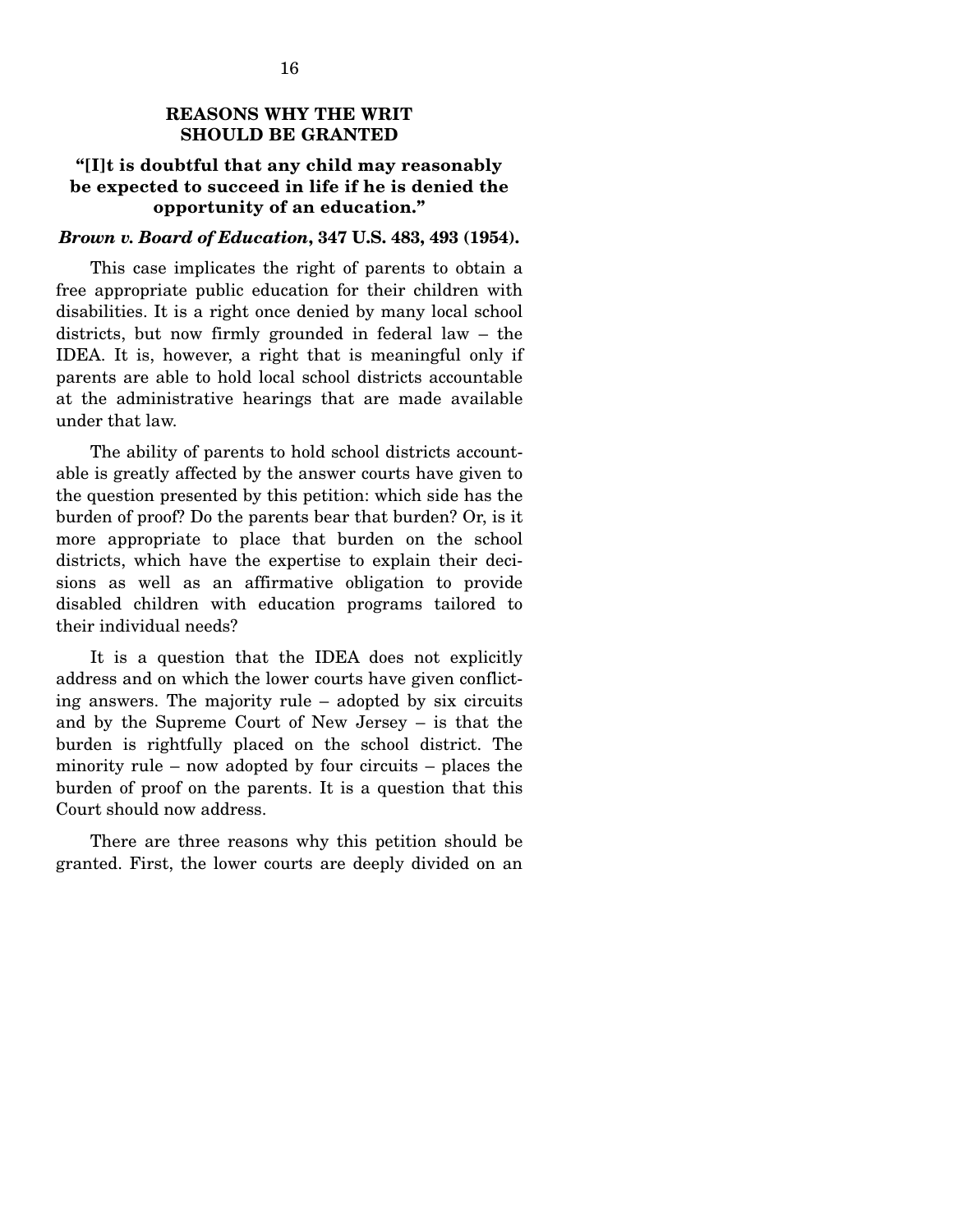## REASONS WHY THE WRIT SHOULD BE GRANTED

**"[I]t is doubtful that any child may reasonably be expected to succeed in life if he is denied the opportunity of an education."**

***Brown v. Board of Education*, 347 U.S. 483, 493 (1954).**

This case implicates the right of parents to obtain a free appropriate public education for their children with disabilities. It is a right once denied by many local school districts, but now firmly grounded in federal law – the IDEA. It is, however, a right that is meaningful only if parents are able to hold local school districts accountable at the administrative hearings that are made available under that law.

The ability of parents to hold school districts accountable is greatly affected by the answer courts have given to the question presented by this petition: which side has the burden of proof? Do the parents bear that burden? Or, is it more appropriate to place that burden on the school districts, which have the expertise to explain their decisions as well as an affirmative obligation to provide disabled children with education programs tailored to their individual needs?

It is a question that the IDEA does not explicitly address and on which the lower courts have given conflicting answers. The majority rule – adopted by six circuits and by the Supreme Court of New Jersey – is that the burden is rightfully placed on the school district. The minority rule – now adopted by four circuits – places the burden of proof on the parents. It is a question that this Court should now address.

There are three reasons why this petition should be granted. First, the lower courts are deeply divided on an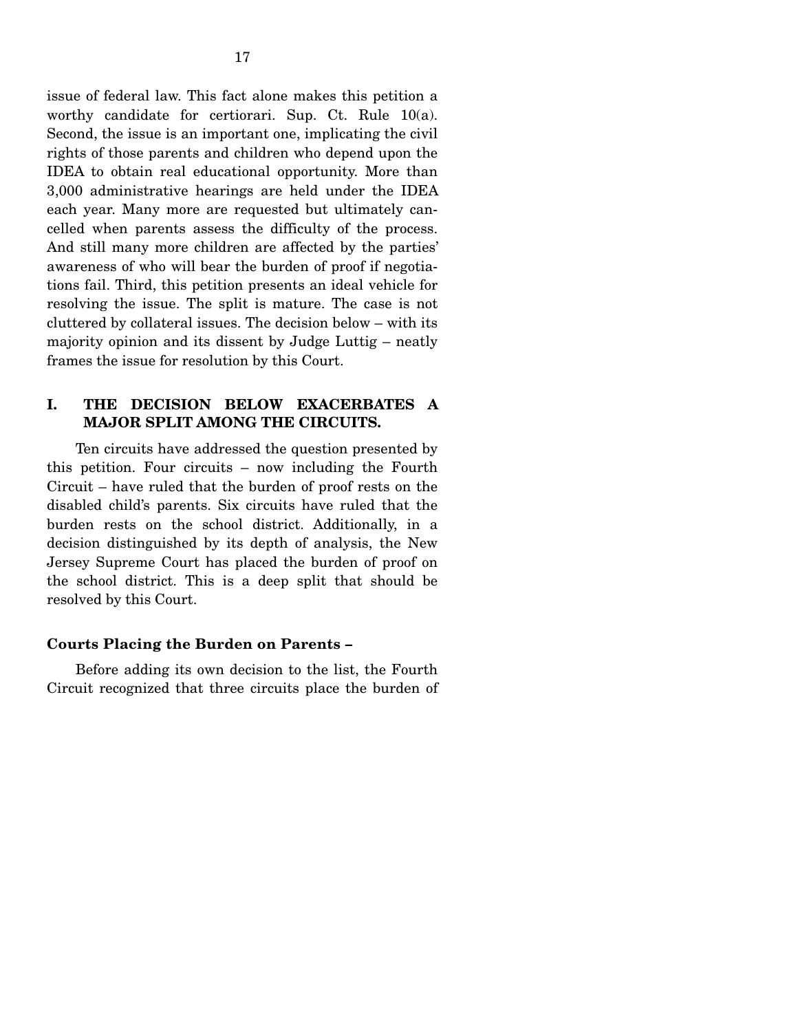issue of federal law. This fact alone makes this petition a worthy candidate for certiorari. Sup. Ct. Rule 10(a). Second, the issue is an important one, implicating the civil rights of those parents and children who depend upon the IDEA to obtain real educational opportunity. More than 3,000 administrative hearings are held under the IDEA each year. Many more are requested but ultimately cancelled when parents assess the difficulty of the process. And still many more children are affected by the parties' awareness of who will bear the burden of proof if negotiations fail. Third, this petition presents an ideal vehicle for resolving the issue. The split is mature. The case is not cluttered by collateral issues. The decision below – with its majority opinion and its dissent by Judge Luttig – neatly frames the issue for resolution by this Court.

## I. THE DECISION BELOW EXACERBATES A MAJOR SPLIT AMONG THE CIRCUITS.

Ten circuits have addressed the question presented by this petition. Four circuits – now including the Fourth Circuit – have ruled that the burden of proof rests on the disabled child's parents. Six circuits have ruled that the burden rests on the school district. Additionally, in a decision distinguished by its depth of analysis, the New Jersey Supreme Court has placed the burden of proof on the school district. This is a deep split that should be resolved by this Court.

**Courts Placing the Burden on Parents –**

Before adding its own decision to the list, the Fourth Circuit recognized that three circuits place the burden of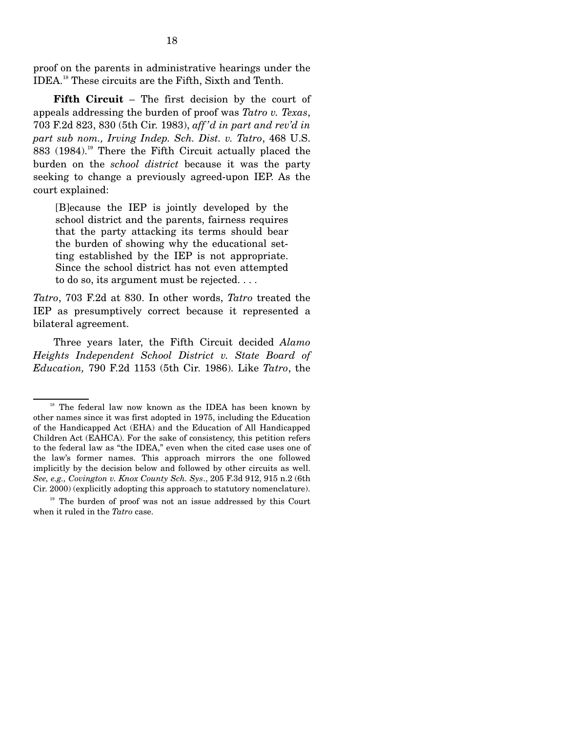proof on the parents in administrative hearings under the IDEA.[18] These circuits are the Fifth, Sixth and Tenth.

**Fifth Circuit** – The first decision by the court of appeals addressing the burden of proof was *Tatro v. Texas*, 703 F.2d 823, 830 (5th Cir. 1983), *aff'd in part and rev'd in part sub nom., Irving Indep. Sch. Dist. v. Tatro*, 468 U.S. 883 (1984).[19] There the Fifth Circuit actually placed the burden on the *school district* because it was the party seeking to change a previously agreed-upon IEP. As the court explained:

> [B]ecause the IEP is jointly developed by the school district and the parents, fairness requires that the party attacking its terms should bear the burden of showing why the educational setting established by the IEP is not appropriate. Since the school district has not even attempted to do so, its argument must be rejected. . . .

*Tatro*, 703 F.2d at 830. In other words, *Tatro* treated the IEP as presumptively correct because it represented a bilateral agreement.

Three years later, the Fifth Circuit decided *Alamo Heights Independent School District v. State Board of Education,* 790 F.2d 1153 (5th Cir. 1986). Like *Tatro*, the

---

[18] The federal law now known as the IDEA has been known by other names since it was first adopted in 1975, including the Education of the Handicapped Act (EHA) and the Education of All Handicapped Children Act (EAHCA). For the sake of consistency, this petition refers to the federal law as "the IDEA," even when the cited case uses one of the law's former names. This approach mirrors the one followed implicitly by the decision below and followed by other circuits as well. *See, e.g., Covington v. Knox County Sch. Sys*., 205 F.3d 912, 915 n.2 (6th Cir. 2000) (explicitly adopting this approach to statutory nomenclature).

[19] The burden of proof was not an issue addressed by this Court when it ruled in the *Tatro* case.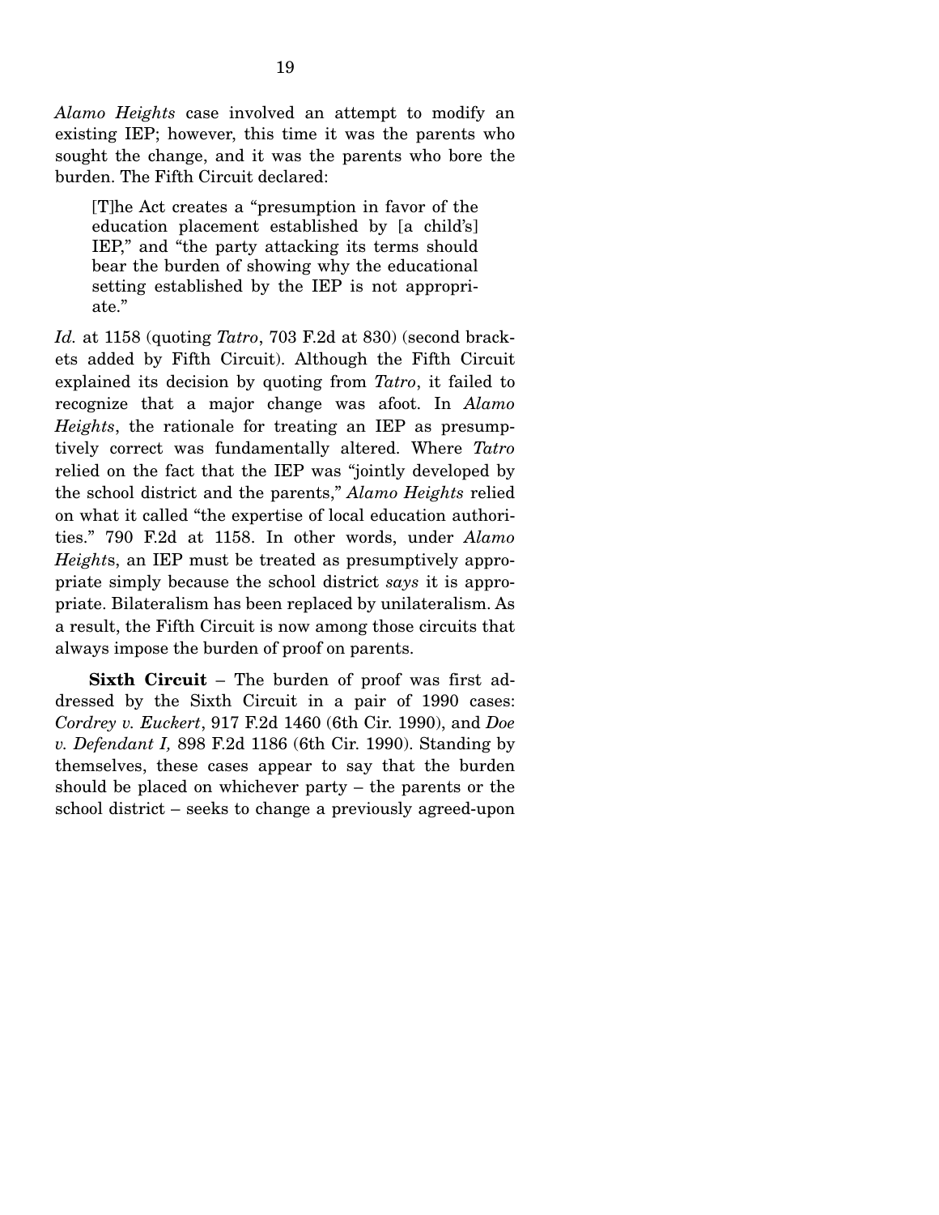*Alamo Heights* case involved an attempt to modify an existing IEP; however, this time it was the parents who sought the change, and it was the parents who bore the burden. The Fifth Circuit declared:

> [T]he Act creates a "presumption in favor of the education placement established by [a child's] IEP," and "the party attacking its terms should bear the burden of showing why the educational setting established by the IEP is not appropriate."

*Id.* at 1158 (quoting *Tatro*, 703 F.2d at 830) (second brackets added by Fifth Circuit). Although the Fifth Circuit explained its decision by quoting from *Tatro*, it failed to recognize that a major change was afoot. In *Alamo Heights*, the rationale for treating an IEP as presumptively correct was fundamentally altered. Where *Tatro* relied on the fact that the IEP was "jointly developed by the school district and the parents," *Alamo Heights* relied on what it called "the expertise of local education authorities." 790 F.2d at 1158. In other words, under *Alamo Heights*, an IEP must be treated as presumptively appropriate simply because the school district *says* it is appropriate. Bilateralism has been replaced by unilateralism. As a result, the Fifth Circuit is now among those circuits that always impose the burden of proof on parents.

**Sixth Circuit** – The burden of proof was first addressed by the Sixth Circuit in a pair of 1990 cases: *Cordrey v. Euckert*, 917 F.2d 1460 (6th Cir. 1990), and *Doe v. Defendant I,* 898 F.2d 1186 (6th Cir. 1990). Standing by themselves, these cases appear to say that the burden should be placed on whichever party – the parents or the school district – seeks to change a previously agreed-upon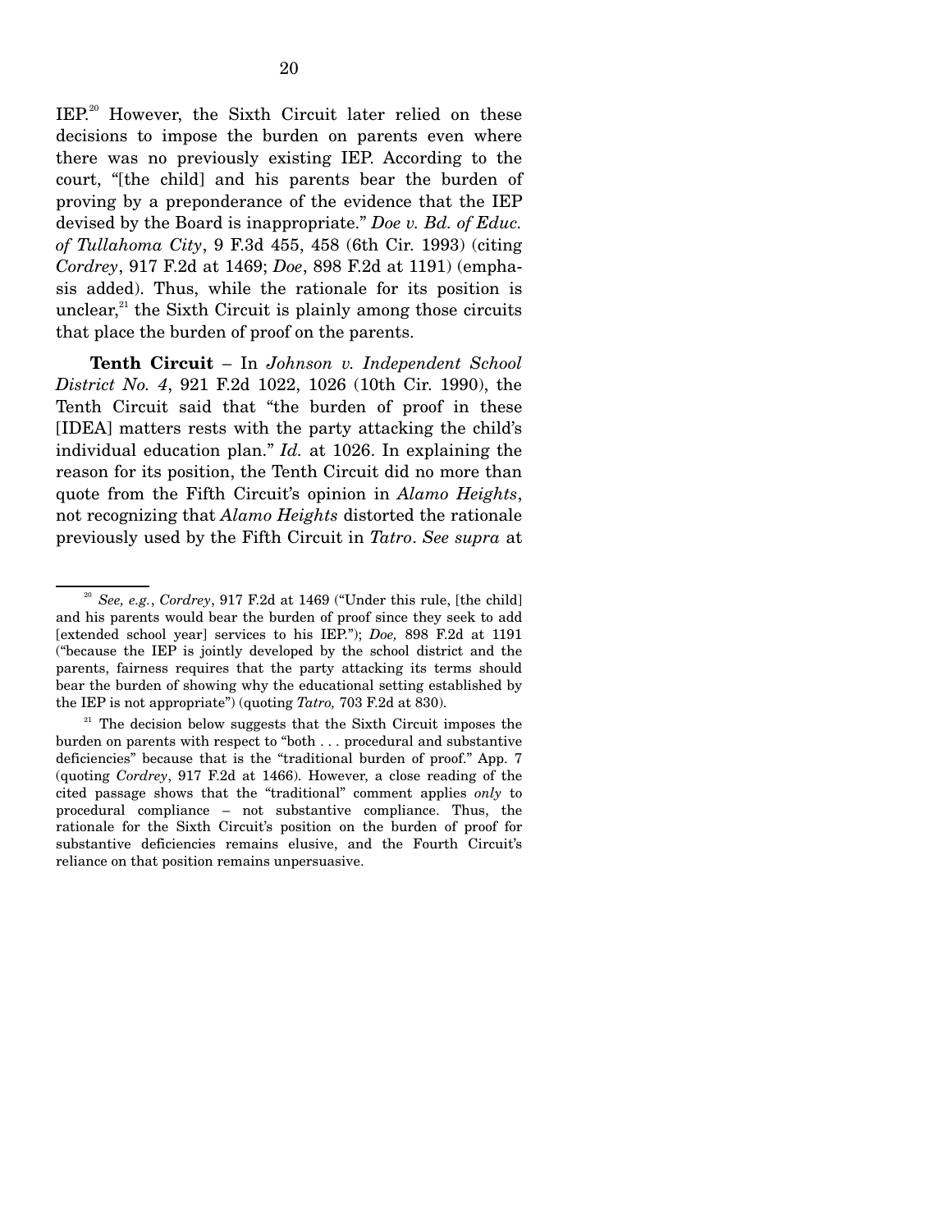IEP.[20] However, the Sixth Circuit later relied on these decisions to impose the burden on parents even where there was no previously existing IEP. According to the court, "[the child] and his parents bear the burden of proving by a preponderance of the evidence that the IEP devised by the Board is inappropriate." *Doe v. Bd. of Educ. of Tullahoma City*, 9 F.3d 455, 458 (6th Cir. 1993) (citing *Cordrey*, 917 F.2d at 1469; *Doe*, 898 F.2d at 1191) (emphasis added). Thus, while the rationale for its position is unclear,[21] the Sixth Circuit is plainly among those circuits that place the burden of proof on the parents.

**Tenth Circuit** – In *Johnson v. Independent School District No. 4*, 921 F.2d 1022, 1026 (10th Cir. 1990), the Tenth Circuit said that "the burden of proof in these [IDEA] matters rests with the party attacking the child's individual education plan." *Id.* at 1026. In explaining the reason for its position, the Tenth Circuit did no more than quote from the Fifth Circuit's opinion in *Alamo Heights*, not recognizing that *Alamo Heights* distorted the rationale previously used by the Fifth Circuit in *Tatro*. *See supra* at

---

[20] *See, e.g.*, *Cordrey*, 917 F.2d at 1469 ("Under this rule, [the child] and his parents would bear the burden of proof since they seek to add [extended school year] services to his IEP."); *Doe,* 898 F.2d at 1191 ("because the IEP is jointly developed by the school district and the parents, fairness requires that the party attacking its terms should bear the burden of showing why the educational setting established by the IEP is not appropriate") (quoting *Tatro,* 703 F.2d at 830).

[21] The decision below suggests that the Sixth Circuit imposes the burden on parents with respect to "both . . . procedural and substantive deficiencies" because that is the "traditional burden of proof." App. 7 (quoting *Cordrey*, 917 F.2d at 1466). However, a close reading of the cited passage shows that the "traditional" comment applies *only* to procedural compliance – not substantive compliance. Thus, the rationale for the Sixth Circuit's position on the burden of proof for substantive deficiencies remains elusive, and the Fourth Circuit's reliance on that position remains unpersuasive.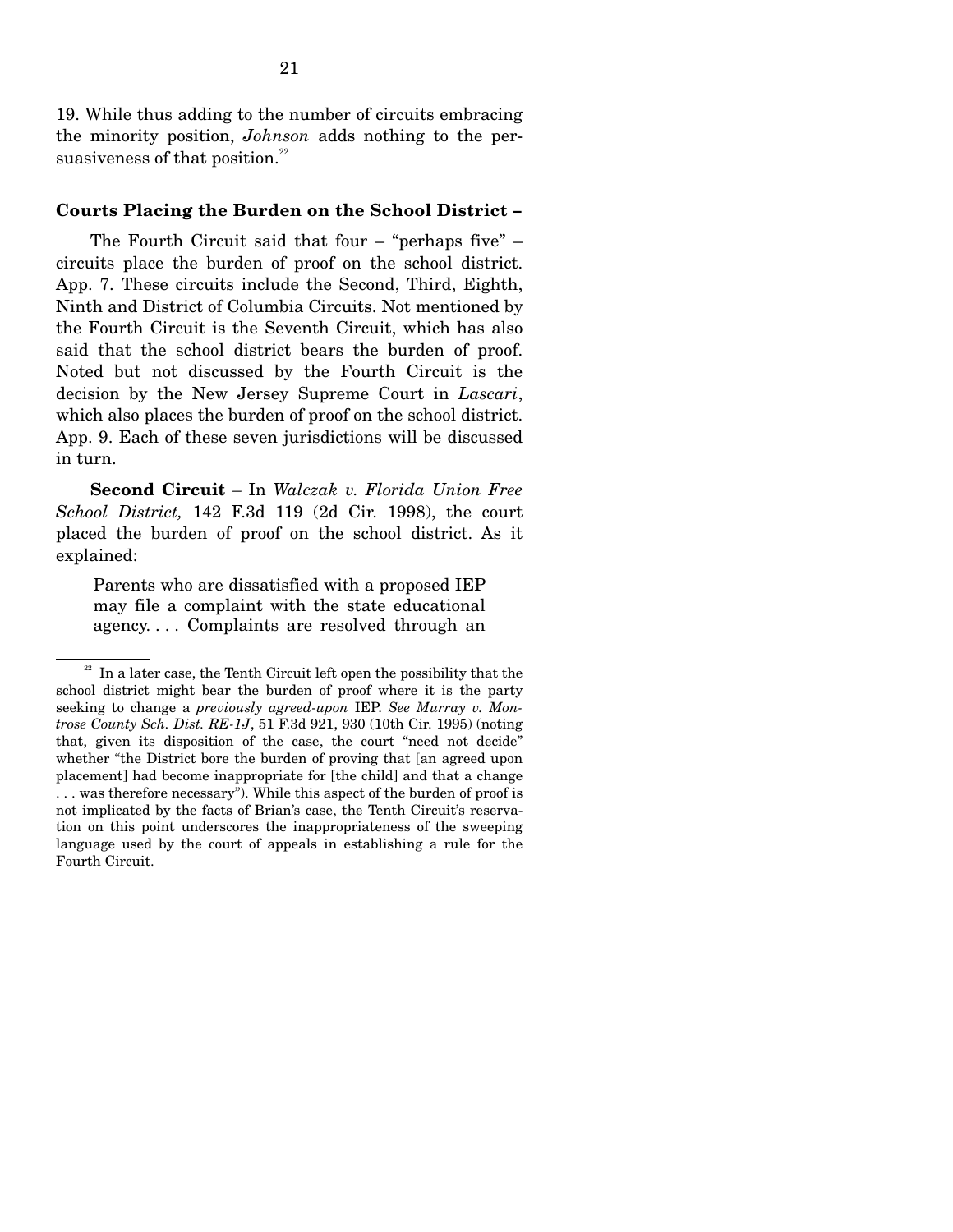19. While thus adding to the number of circuits embracing the minority position, *Johnson* adds nothing to the persuasiveness of that position.[22]

**Courts Placing the Burden on the School District –**

The Fourth Circuit said that four – "perhaps five" – circuits place the burden of proof on the school district. App. 7. These circuits include the Second, Third, Eighth, Ninth and District of Columbia Circuits. Not mentioned by the Fourth Circuit is the Seventh Circuit, which has also said that the school district bears the burden of proof. Noted but not discussed by the Fourth Circuit is the decision by the New Jersey Supreme Court in *Lascari*, which also places the burden of proof on the school district. App. 9. Each of these seven jurisdictions will be discussed in turn.

**Second Circuit** – In *Walczak v. Florida Union Free School District,* 142 F.3d 119 (2d Cir. 1998), the court placed the burden of proof on the school district. As it explained:

> Parents who are dissatisfied with a proposed IEP may file a complaint with the state educational agency. . . . Complaints are resolved through an

---

[22] In a later case, the Tenth Circuit left open the possibility that the school district might bear the burden of proof where it is the party seeking to change a *previously agreed-upon* IEP. *See Murray v. Montrose County Sch. Dist. RE-1J*, 51 F.3d 921, 930 (10th Cir. 1995) (noting that, given its disposition of the case, the court "need not decide" whether "the District bore the burden of proving that [an agreed upon placement] had become inappropriate for [the child] and that a change . . . was therefore necessary"). While this aspect of the burden of proof is not implicated by the facts of Brian's case, the Tenth Circuit's reservation on this point underscores the inappropriateness of the sweeping language used by the court of appeals in establishing a rule for the Fourth Circuit.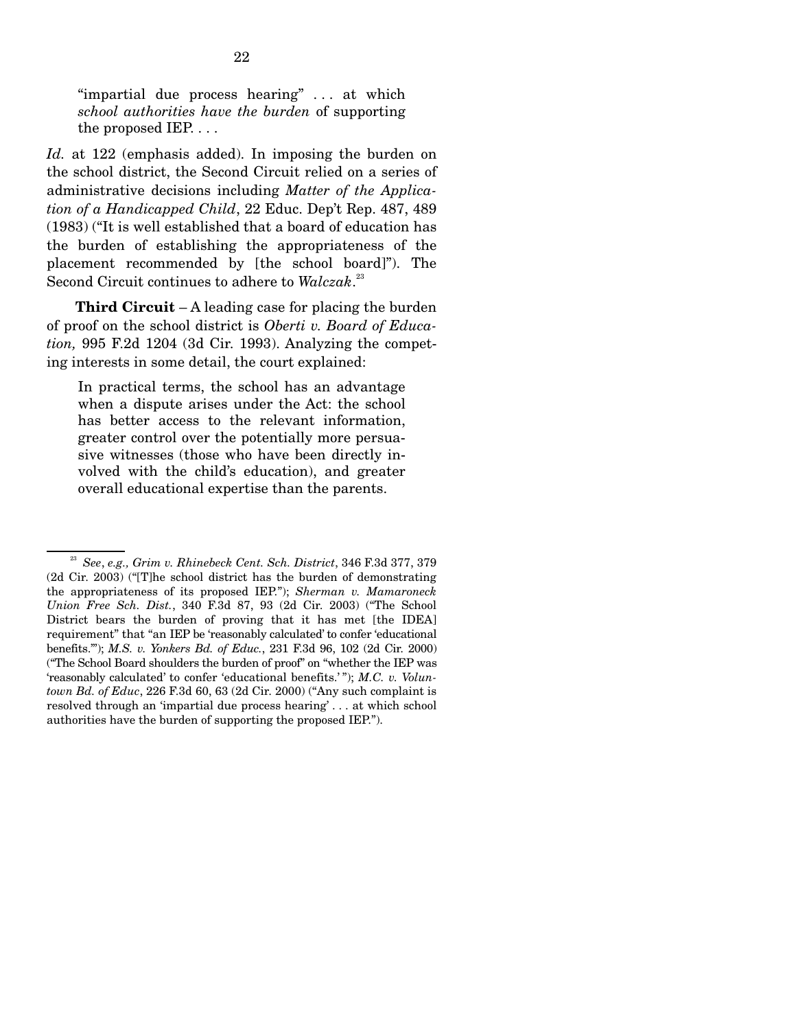> "impartial due process hearing" . . . at which *school authorities have the burden* of supporting the proposed IEP. . . .

*Id.* at 122 (emphasis added). In imposing the burden on the school district, the Second Circuit relied on a series of administrative decisions including *Matter of the Application of a Handicapped Child*, 22 Educ. Dep't Rep. 487, 489 (1983) ("It is well established that a board of education has the burden of establishing the appropriateness of the placement recommended by [the school board]"). The Second Circuit continues to adhere to *Walczak*.[23]

**Third Circuit** – A leading case for placing the burden of proof on the school district is *Oberti v. Board of Education,* 995 F.2d 1204 (3d Cir. 1993). Analyzing the competing interests in some detail, the court explained:

> In practical terms, the school has an advantage when a dispute arises under the Act: the school has better access to the relevant information, greater control over the potentially more persuasive witnesses (those who have been directly involved with the child's education), and greater overall educational expertise than the parents.

---

[23] *See*, *e.g., Grim v. Rhinebeck Cent. Sch. District*, 346 F.3d 377, 379 (2d Cir. 2003) ("[T]he school district has the burden of demonstrating the appropriateness of its proposed IEP."); *Sherman v. Mamaroneck Union Free Sch. Dist.*, 340 F.3d 87, 93 (2d Cir. 2003) ("The School District bears the burden of proving that it has met [the IDEA] requirement" that "an IEP be 'reasonably calculated' to confer 'educational benefits.'"); *M.S. v. Yonkers Bd. of Educ.*, 231 F.3d 96, 102 (2d Cir. 2000) ("The School Board shoulders the burden of proof" on "whether the IEP was 'reasonably calculated' to confer 'educational benefits.' "); *M.C. v. Voluntown Bd. of Educ*, 226 F.3d 60, 63 (2d Cir. 2000) ("Any such complaint is resolved through an 'impartial due process hearing' . . . at which school authorities have the burden of supporting the proposed IEP.").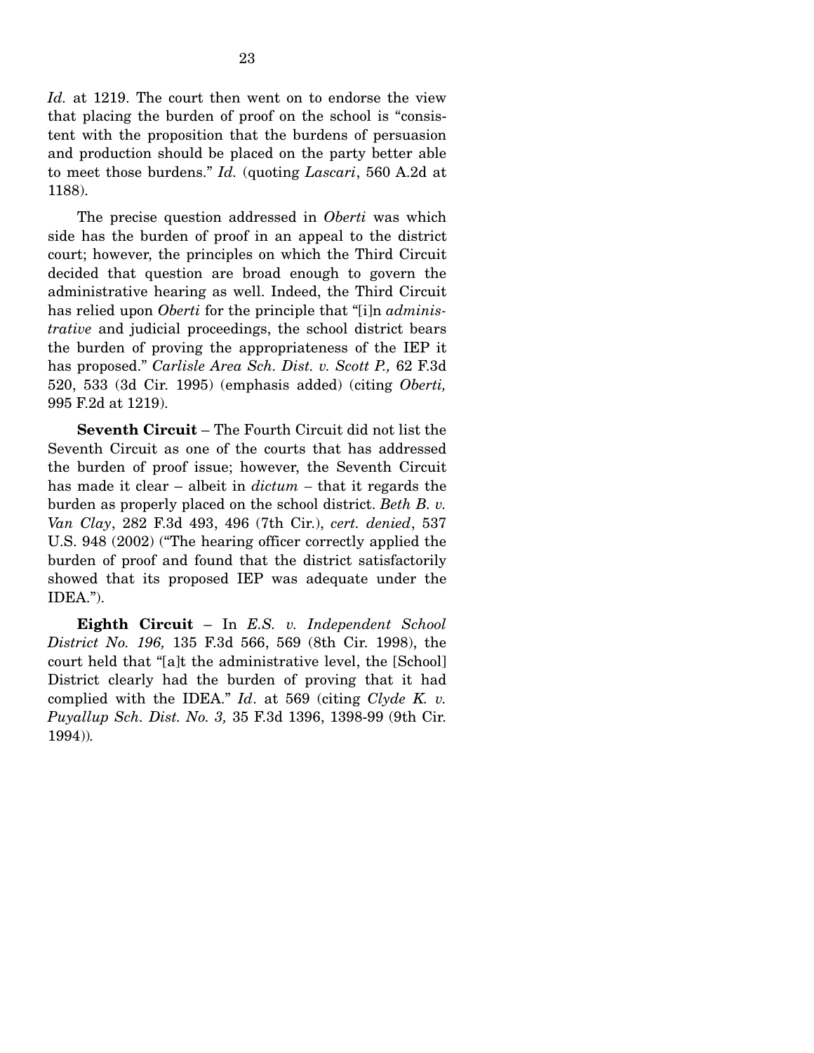*Id.* at 1219. The court then went on to endorse the view that placing the burden of proof on the school is "consistent with the proposition that the burdens of persuasion and production should be placed on the party better able to meet those burdens." *Id.* (quoting *Lascari*, 560 A.2d at 1188).

The precise question addressed in *Oberti* was which side has the burden of proof in an appeal to the district court; however, the principles on which the Third Circuit decided that question are broad enough to govern the administrative hearing as well. Indeed, the Third Circuit has relied upon *Oberti* for the principle that "[i]n *administrative* and judicial proceedings, the school district bears the burden of proving the appropriateness of the IEP it has proposed." *Carlisle Area Sch. Dist. v. Scott P.,* 62 F.3d 520, 533 (3d Cir. 1995) (emphasis added) (citing *Oberti,* 995 F.2d at 1219).

**Seventh Circuit** – The Fourth Circuit did not list the Seventh Circuit as one of the courts that has addressed the burden of proof issue; however, the Seventh Circuit has made it clear – albeit in *dictum* – that it regards the burden as properly placed on the school district. *Beth B. v. Van Clay*, 282 F.3d 493, 496 (7th Cir.), *cert. denied*, 537 U.S. 948 (2002) ("The hearing officer correctly applied the burden of proof and found that the district satisfactorily showed that its proposed IEP was adequate under the IDEA.").

**Eighth Circuit** – In *E.S. v. Independent School District No. 196,* 135 F.3d 566, 569 (8th Cir. 1998), the court held that "[a]t the administrative level, the [School] District clearly had the burden of proving that it had complied with the IDEA." *Id*. at 569 (citing *Clyde K. v. Puyallup Sch. Dist. No. 3,* 35 F.3d 1396, 1398-99 (9th Cir. 1994)).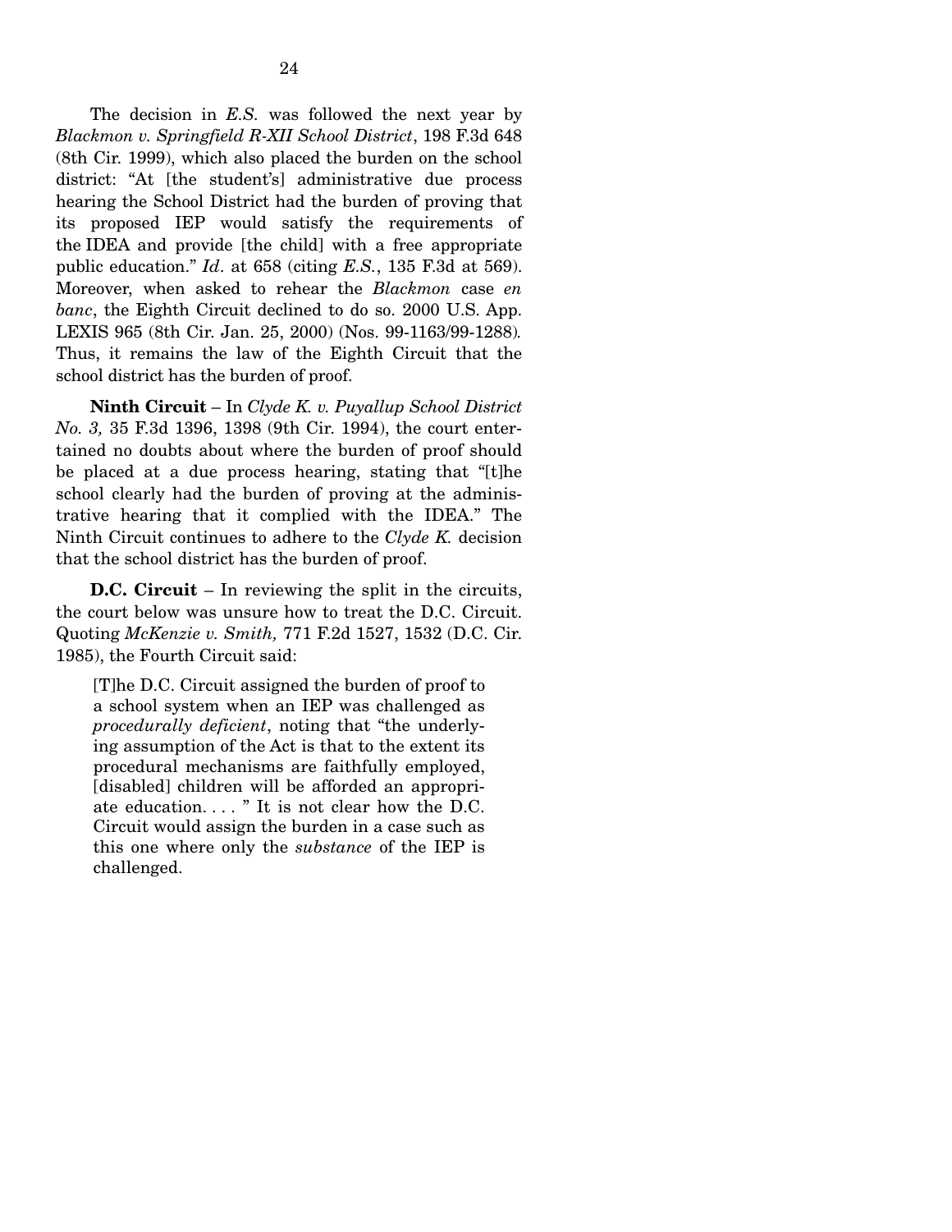The decision in *E.S.* was followed the next year by *Blackmon v. Springfield R-XII School District*, 198 F.3d 648 (8th Cir. 1999), which also placed the burden on the school district: "At [the student's] administrative due process hearing the School District had the burden of proving that its proposed IEP would satisfy the requirements of the IDEA and provide [the child] with a free appropriate public education." *Id*. at 658 (citing *E.S.*, 135 F.3d at 569). Moreover, when asked to rehear the *Blackmon* case *en banc*, the Eighth Circuit declined to do so. 2000 U.S. App. LEXIS 965 (8th Cir. Jan. 25, 2000) (Nos. 99-1163/99-1288). Thus, it remains the law of the Eighth Circuit that the school district has the burden of proof.

**Ninth Circuit** – In *Clyde K. v. Puyallup School District No. 3,* 35 F.3d 1396, 1398 (9th Cir. 1994), the court entertained no doubts about where the burden of proof should be placed at a due process hearing, stating that "[t]he school clearly had the burden of proving at the administrative hearing that it complied with the IDEA." The Ninth Circuit continues to adhere to the *Clyde K.* decision that the school district has the burden of proof.

**D.C. Circuit** – In reviewing the split in the circuits, the court below was unsure how to treat the D.C. Circuit. Quoting *McKenzie v. Smith,* 771 F.2d 1527, 1532 (D.C. Cir. 1985), the Fourth Circuit said:

> [T]he D.C. Circuit assigned the burden of proof to a school system when an IEP was challenged as *procedurally deficient*, noting that "the underlying assumption of the Act is that to the extent its procedural mechanisms are faithfully employed, [disabled] children will be afforded an appropriate education. . . . " It is not clear how the D.C. Circuit would assign the burden in a case such as this one where only the *substance* of the IEP is challenged.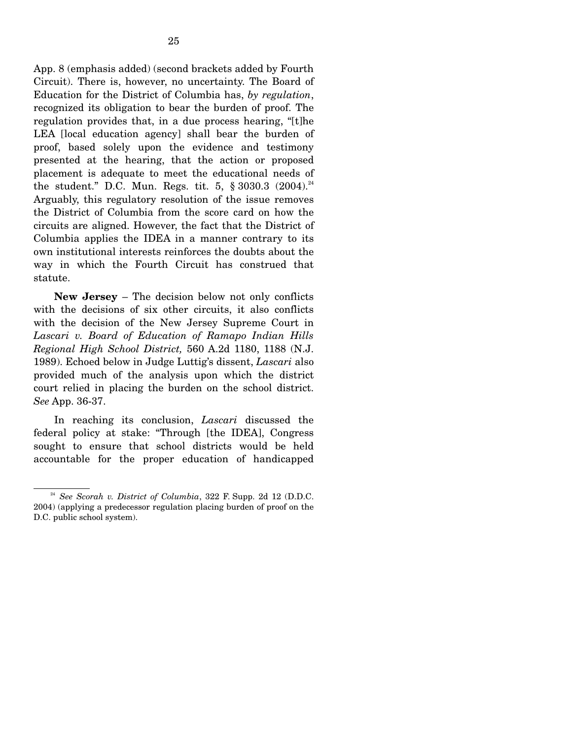App. 8 (emphasis added) (second brackets added by Fourth Circuit). There is, however, no uncertainty. The Board of Education for the District of Columbia has, *by regulation*, recognized its obligation to bear the burden of proof. The regulation provides that, in a due process hearing, "[t]he LEA [local education agency] shall bear the burden of proof, based solely upon the evidence and testimony presented at the hearing, that the action or proposed placement is adequate to meet the educational needs of the student." D.C. Mun. Regs. tit. 5, § 3030.3 (2004).[24] Arguably, this regulatory resolution of the issue removes the District of Columbia from the score card on how the circuits are aligned. However, the fact that the District of Columbia applies the IDEA in a manner contrary to its own institutional interests reinforces the doubts about the way in which the Fourth Circuit has construed that statute.

**New Jersey** – The decision below not only conflicts with the decisions of six other circuits, it also conflicts with the decision of the New Jersey Supreme Court in *Lascari v. Board of Education of Ramapo Indian Hills Regional High School District,* 560 A.2d 1180, 1188 (N.J. 1989). Echoed below in Judge Luttig's dissent, *Lascari* also provided much of the analysis upon which the district court relied in placing the burden on the school district. *See* App. 36-37.

In reaching its conclusion, *Lascari* discussed the federal policy at stake: "Through [the IDEA], Congress sought to ensure that school districts would be held accountable for the proper education of handicapped

---

[24] *See Scorah v. District of Columbia,* 322 F. Supp. 2d 12 (D.D.C. 2004) (applying a predecessor regulation placing burden of proof on the D.C. public school system).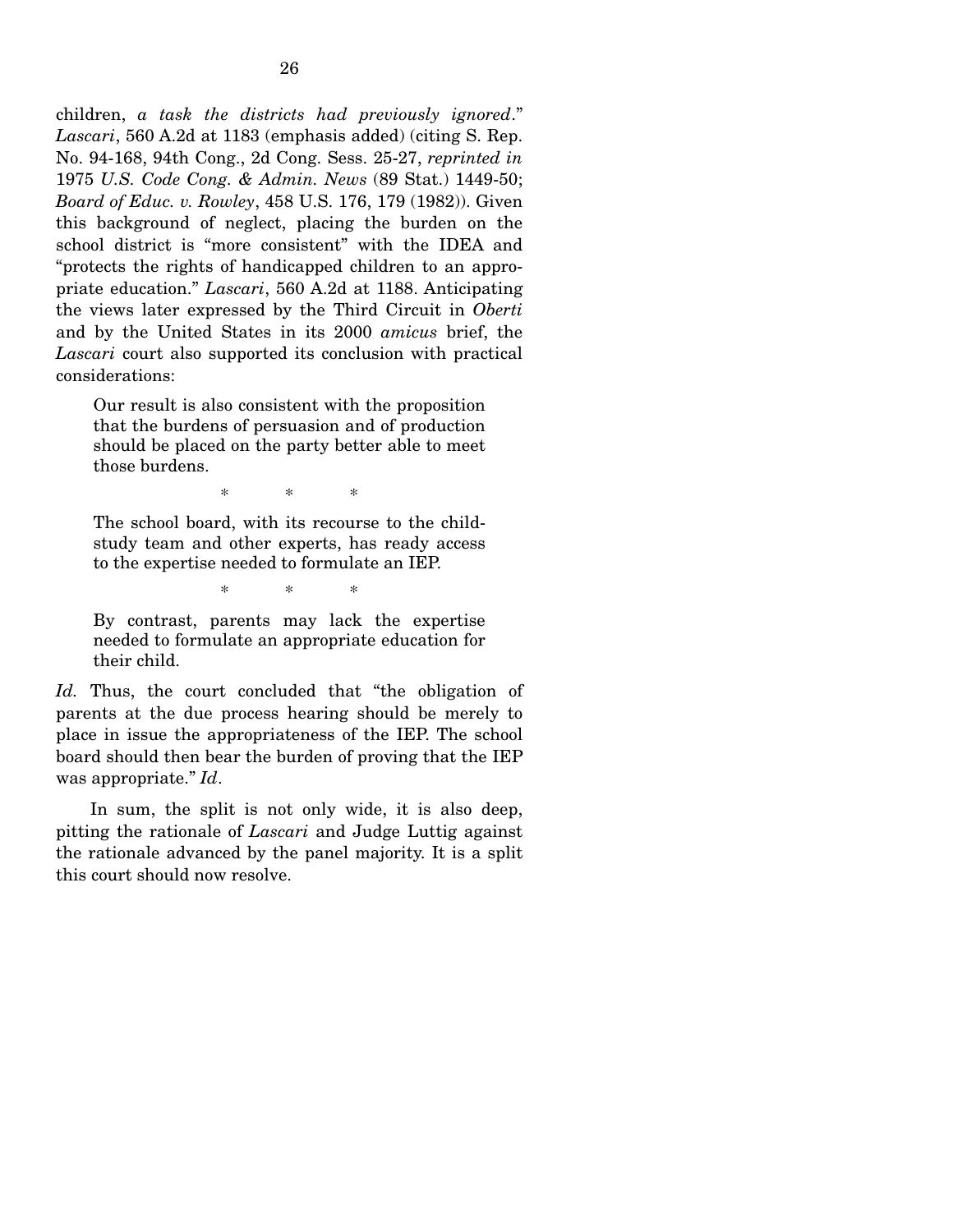children, *a task the districts had previously ignored*." *Lascari*, 560 A.2d at 1183 (emphasis added) (citing S. Rep. No. 94-168, 94th Cong., 2d Cong. Sess. 25-27, *reprinted in* 1975 *U.S. Code Cong. & Admin. News* (89 Stat.) 1449-50; *Board of Educ. v. Rowley*, 458 U.S. 176, 179 (1982)). Given this background of neglect, placing the burden on the school district is "more consistent" with the IDEA and "protects the rights of handicapped children to an appropriate education." *Lascari*, 560 A.2d at 1188. Anticipating the views later expressed by the Third Circuit in *Oberti* and by the United States in its 2000 *amicus* brief, the *Lascari* court also supported its conclusion with practical considerations:

> Our result is also consistent with the proposition that the burdens of persuasion and of production should be placed on the party better able to meet those burdens.
>
> \* \* \*
>
> The school board, with its recourse to the child-study team and other experts, has ready access to the expertise needed to formulate an IEP.
>
> \* \* \*
>
> By contrast, parents may lack the expertise needed to formulate an appropriate education for their child.

*Id.* Thus, the court concluded that "the obligation of parents at the due process hearing should be merely to place in issue the appropriateness of the IEP. The school board should then bear the burden of proving that the IEP was appropriate." *Id*.

In sum, the split is not only wide, it is also deep, pitting the rationale of *Lascari* and Judge Luttig against the rationale advanced by the panel majority. It is a split this court should now resolve.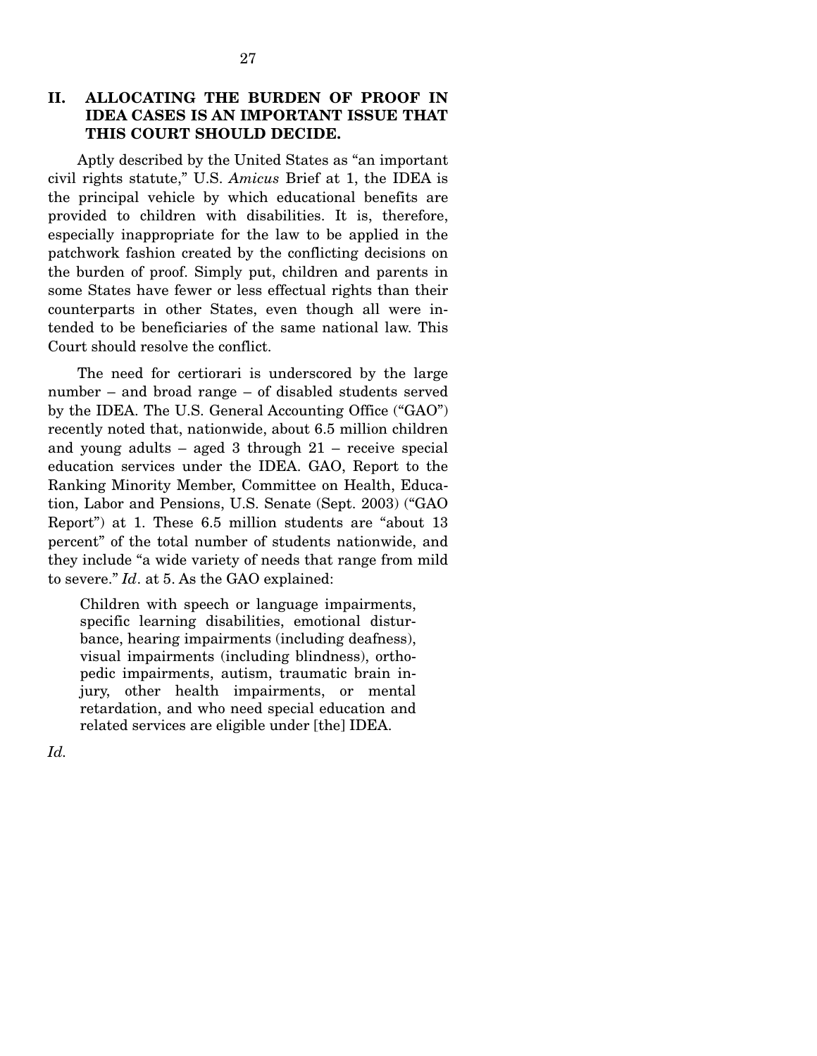## II. ALLOCATING THE BURDEN OF PROOF IN IDEA CASES IS AN IMPORTANT ISSUE THAT THIS COURT SHOULD DECIDE.

Aptly described by the United States as "an important civil rights statute," U.S. *Amicus* Brief at 1, the IDEA is the principal vehicle by which educational benefits are provided to children with disabilities. It is, therefore, especially inappropriate for the law to be applied in the patchwork fashion created by the conflicting decisions on the burden of proof. Simply put, children and parents in some States have fewer or less effectual rights than their counterparts in other States, even though all were intended to be beneficiaries of the same national law. This Court should resolve the conflict.

The need for certiorari is underscored by the large number – and broad range – of disabled students served by the IDEA. The U.S. General Accounting Office ("GAO") recently noted that, nationwide, about 6.5 million children and young adults – aged 3 through 21 – receive special education services under the IDEA. GAO, Report to the Ranking Minority Member, Committee on Health, Education, Labor and Pensions, U.S. Senate (Sept. 2003) ("GAO Report") at 1. These 6.5 million students are "about 13 percent" of the total number of students nationwide, and they include "a wide variety of needs that range from mild to severe." *Id*. at 5. As the GAO explained:

> Children with speech or language impairments, specific learning disabilities, emotional disturbance, hearing impairments (including deafness), visual impairments (including blindness), orthopedic impairments, autism, traumatic brain injury, other health impairments, or mental retardation, and who need special education and related services are eligible under [the] IDEA.

*Id.*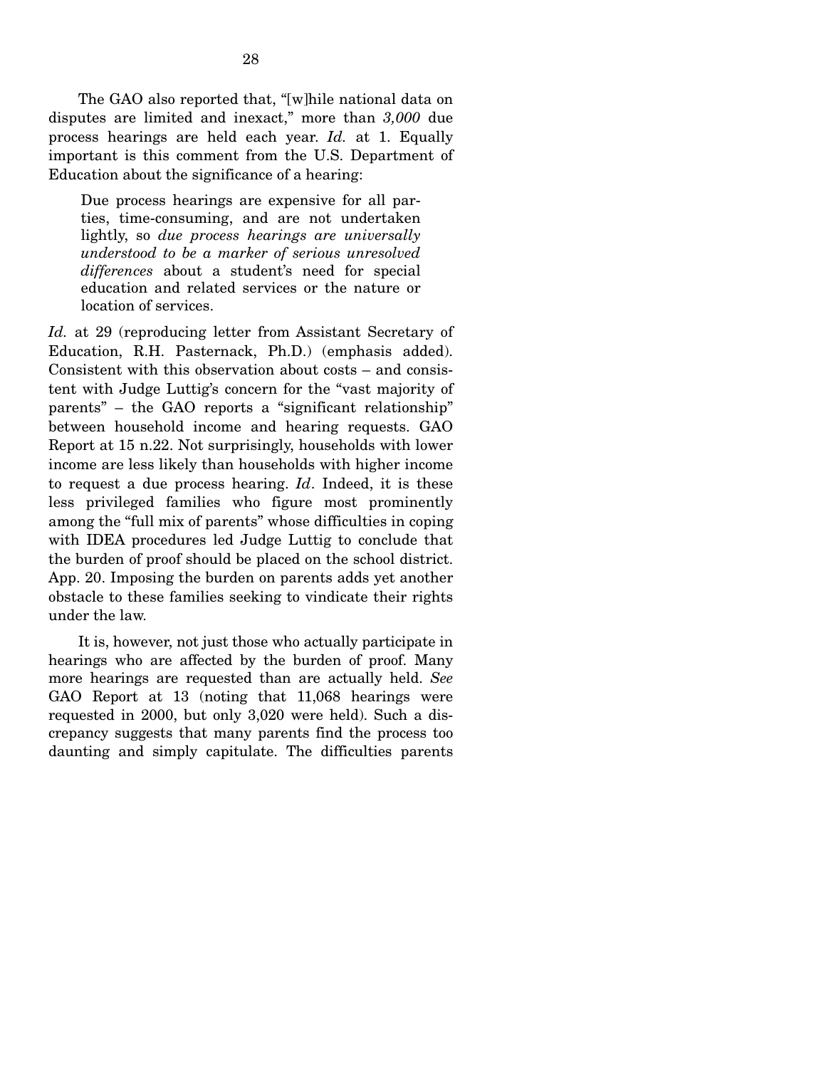The GAO also reported that, "[w]hile national data on disputes are limited and inexact," more than *3,000* due process hearings are held each year. *Id.* at 1. Equally important is this comment from the U.S. Department of Education about the significance of a hearing:

> Due process hearings are expensive for all parties, time-consuming, and are not undertaken lightly, so *due process hearings are universally understood to be a marker of serious unresolved differences* about a student's need for special education and related services or the nature or location of services.

*Id.* at 29 (reproducing letter from Assistant Secretary of Education, R.H. Pasternack, Ph.D.) (emphasis added). Consistent with this observation about costs – and consistent with Judge Luttig's concern for the "vast majority of parents" – the GAO reports a "significant relationship" between household income and hearing requests. GAO Report at 15 n.22. Not surprisingly, households with lower income are less likely than households with higher income to request a due process hearing. *Id*. Indeed, it is these less privileged families who figure most prominently among the "full mix of parents" whose difficulties in coping with IDEA procedures led Judge Luttig to conclude that the burden of proof should be placed on the school district. App. 20. Imposing the burden on parents adds yet another obstacle to these families seeking to vindicate their rights under the law.

It is, however, not just those who actually participate in hearings who are affected by the burden of proof. Many more hearings are requested than are actually held. *See* GAO Report at 13 (noting that 11,068 hearings were requested in 2000, but only 3,020 were held). Such a discrepancy suggests that many parents find the process too daunting and simply capitulate. The difficulties parents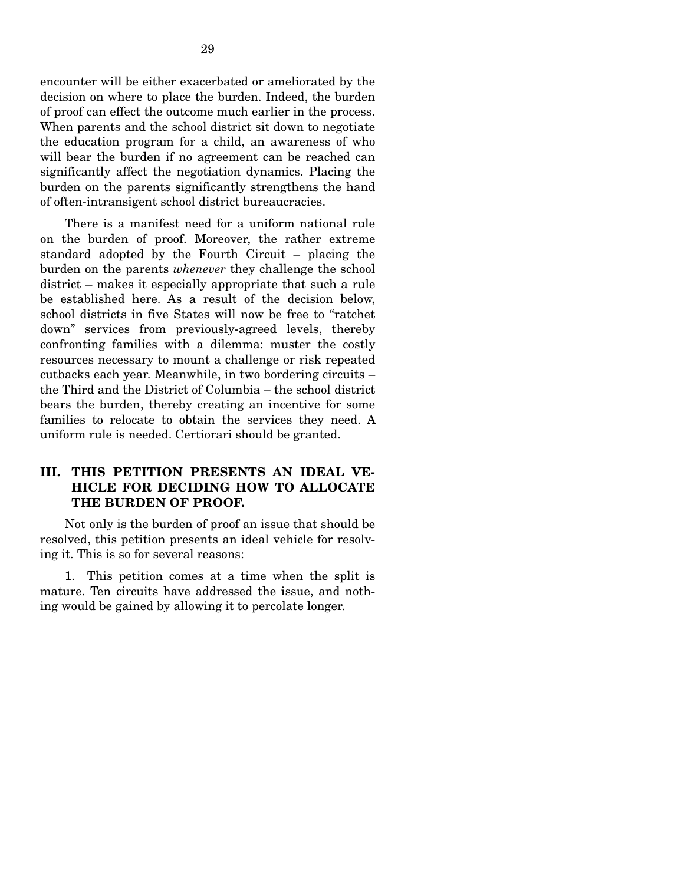encounter will be either exacerbated or ameliorated by the decision on where to place the burden. Indeed, the burden of proof can effect the outcome much earlier in the process. When parents and the school district sit down to negotiate the education program for a child, an awareness of who will bear the burden if no agreement can be reached can significantly affect the negotiation dynamics. Placing the burden on the parents significantly strengthens the hand of often-intransigent school district bureaucracies.

There is a manifest need for a uniform national rule on the burden of proof. Moreover, the rather extreme standard adopted by the Fourth Circuit – placing the burden on the parents *whenever* they challenge the school district – makes it especially appropriate that such a rule be established here. As a result of the decision below, school districts in five States will now be free to "ratchet down" services from previously-agreed levels, thereby confronting families with a dilemma: muster the costly resources necessary to mount a challenge or risk repeated cutbacks each year. Meanwhile, in two bordering circuits – the Third and the District of Columbia – the school district bears the burden, thereby creating an incentive for some families to relocate to obtain the services they need. A uniform rule is needed. Certiorari should be granted.

## III. THIS PETITION PRESENTS AN IDEAL VEHICLE FOR DECIDING HOW TO ALLOCATE THE BURDEN OF PROOF.

Not only is the burden of proof an issue that should be resolved, this petition presents an ideal vehicle for resolving it. This is so for several reasons:

1. This petition comes at a time when the split is mature. Ten circuits have addressed the issue, and nothing would be gained by allowing it to percolate longer.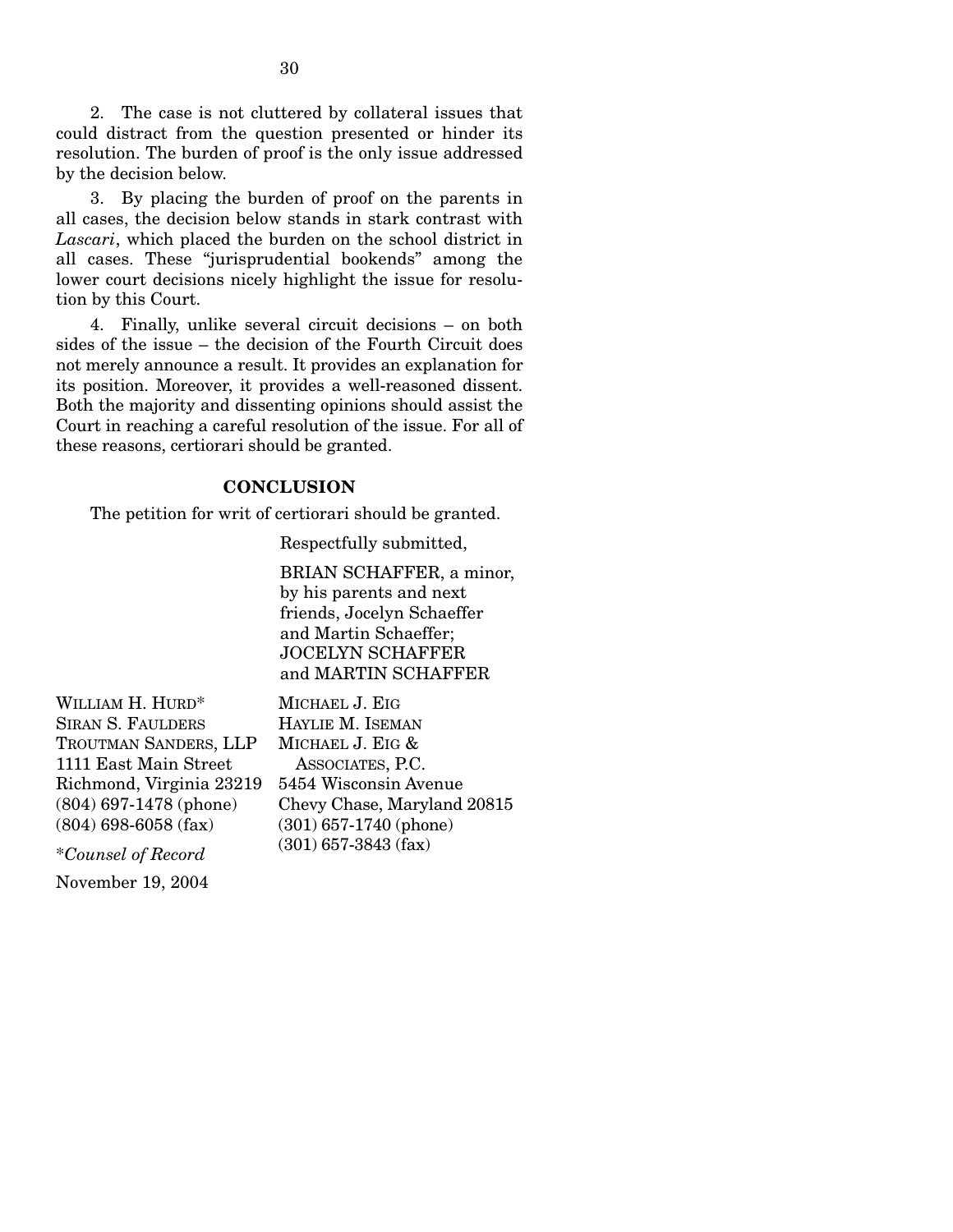2. The case is not cluttered by collateral issues that could distract from the question presented or hinder its resolution. The burden of proof is the only issue addressed by the decision below.

3. By placing the burden of proof on the parents in all cases, the decision below stands in stark contrast with *Lascari*, which placed the burden on the school district in all cases. These "jurisprudential bookends" among the lower court decisions nicely highlight the issue for resolution by this Court.

4. Finally, unlike several circuit decisions – on both sides of the issue – the decision of the Fourth Circuit does not merely announce a result. It provides an explanation for its position. Moreover, it provides a well-reasoned dissent. Both the majority and dissenting opinions should assist the Court in reaching a careful resolution of the issue. For all of these reasons, certiorari should be granted.

## CONCLUSION

The petition for writ of certiorari should be granted.

Respectfully submitted,

BRIAN SCHAFFER, a minor, by his parents and next friends, Jocelyn Schaeffer and Martin Schaeffer; JOCELYN SCHAFFER and MARTIN SCHAFFER

WILLIAM H. HURD*
SIRAN S. FAULDERS
TROUTMAN SANDERS, LLP
1111 East Main Street
Richmond, Virginia 23219
(804) 697-1478 (phone)
(804) 698-6058 (fax)

*\*Counsel of Record*

MICHAEL J. EIG
HAYLIE M. ISEMAN
MICHAEL J. EIG & ASSOCIATES, P.C.
5454 Wisconsin Avenue
Chevy Chase, Maryland 20815
(301) 657-1740 (phone)
(301) 657-3843 (fax)

November 19, 2004